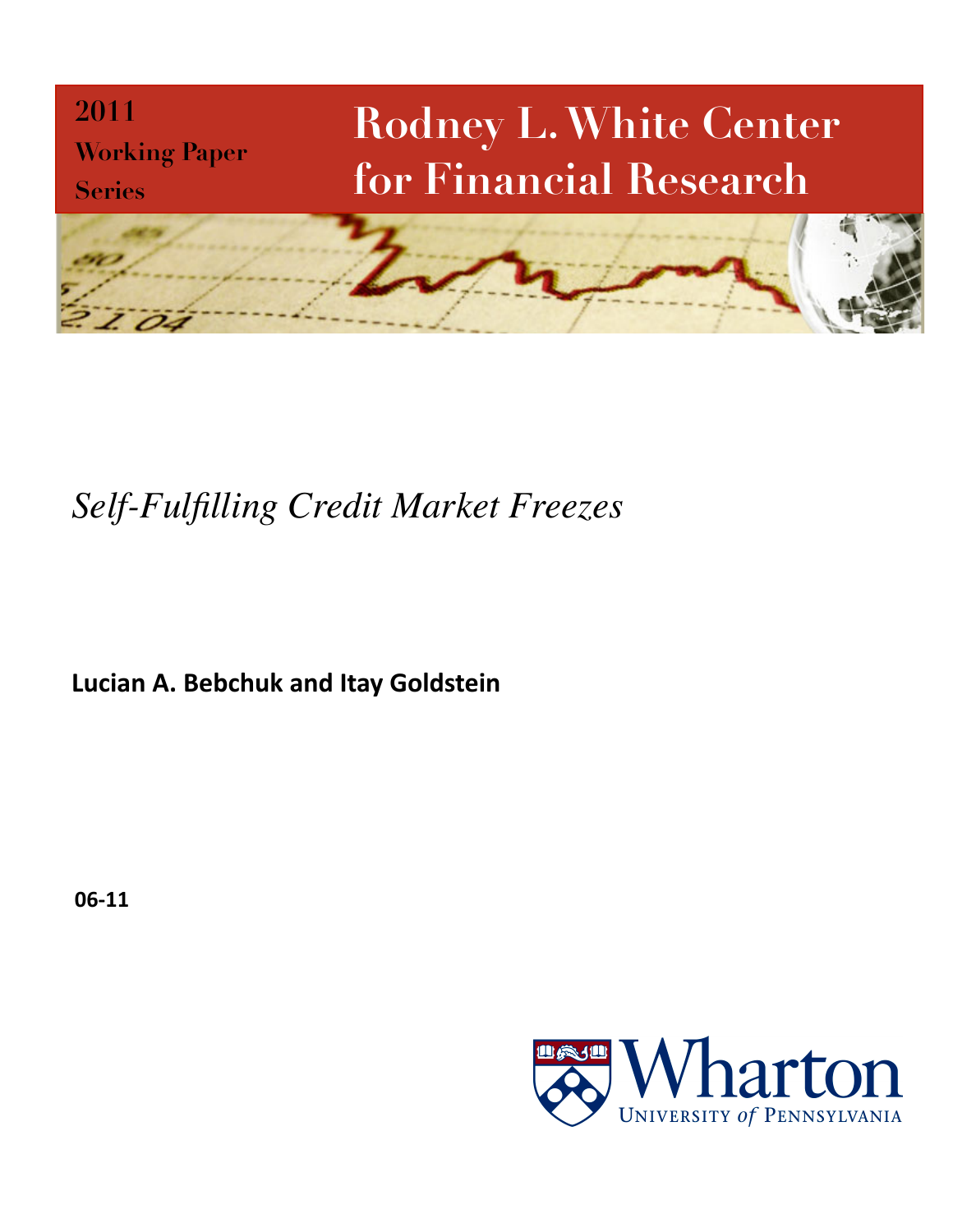2011

Working Paper

Series

# Rodney L. White Center for Financial Research

*Self-Fulfilling Credit Market Freezes*

**Lucian A. Bebchuk and Itay Goldstein**

**06-11**

Wharton
UNIVERSITY *of* PENNSYLVANIA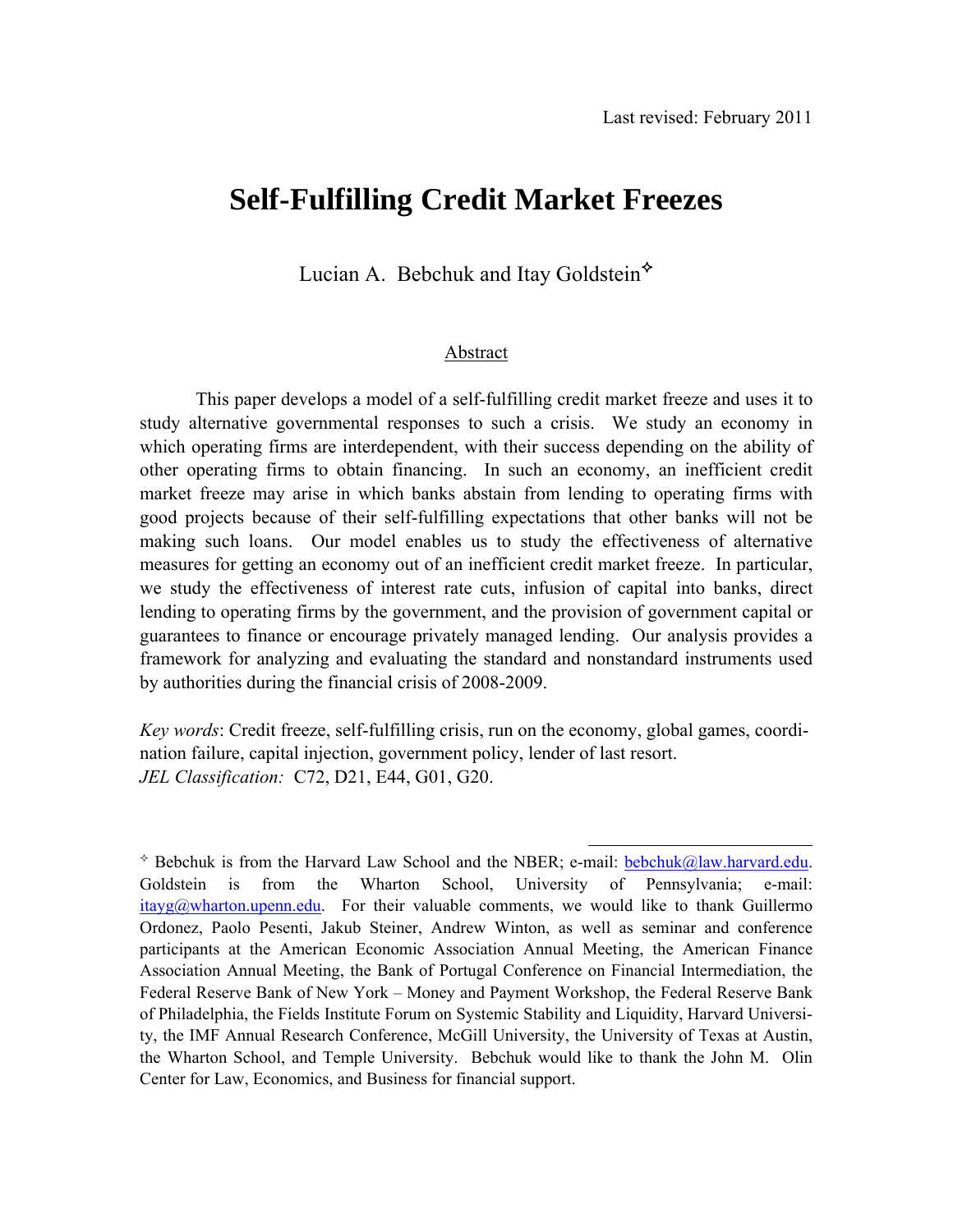Last revised: February 2011

# Self-Fulfilling Credit Market Freezes

Lucian A. Bebchuk and Itay Goldstein[✧]

## Abstract

This paper develops a model of a self-fulfilling credit market freeze and uses it to study alternative governmental responses to such a crisis. We study an economy in which operating firms are interdependent, with their success depending on the ability of other operating firms to obtain financing. In such an economy, an inefficient credit market freeze may arise in which banks abstain from lending to operating firms with good projects because of their self-fulfilling expectations that other banks will not be making such loans. Our model enables us to study the effectiveness of alternative measures for getting an economy out of an inefficient credit market freeze. In particular, we study the effectiveness of interest rate cuts, infusion of capital into banks, direct lending to operating firms by the government, and the provision of government capital or guarantees to finance or encourage privately managed lending. Our analysis provides a framework for analyzing and evaluating the standard and nonstandard instruments used by authorities during the financial crisis of 2008-2009.

*Key words*: Credit freeze, self-fulfilling crisis, run on the economy, global games, coordination failure, capital injection, government policy, lender of last resort.
*JEL Classification:* C72, D21, E44, G01, G20.

---

[✧] Bebchuk is from the Harvard Law School and the NBER; e-mail: bebchuk@law.harvard.edu. Goldstein is from the Wharton School, University of Pennsylvania; e-mail: itayg@wharton.upenn.edu. For their valuable comments, we would like to thank Guillermo Ordonez, Paolo Pesenti, Jakub Steiner, Andrew Winton, as well as seminar and conference participants at the American Economic Association Annual Meeting, the American Finance Association Annual Meeting, the Bank of Portugal Conference on Financial Intermediation, the Federal Reserve Bank of New York – Money and Payment Workshop, the Federal Reserve Bank of Philadelphia, the Fields Institute Forum on Systemic Stability and Liquidity, Harvard University, the IMF Annual Research Conference, McGill University, the University of Texas at Austin, the Wharton School, and Temple University. Bebchuk would like to thank the John M. Olin Center for Law, Economics, and Business for financial support.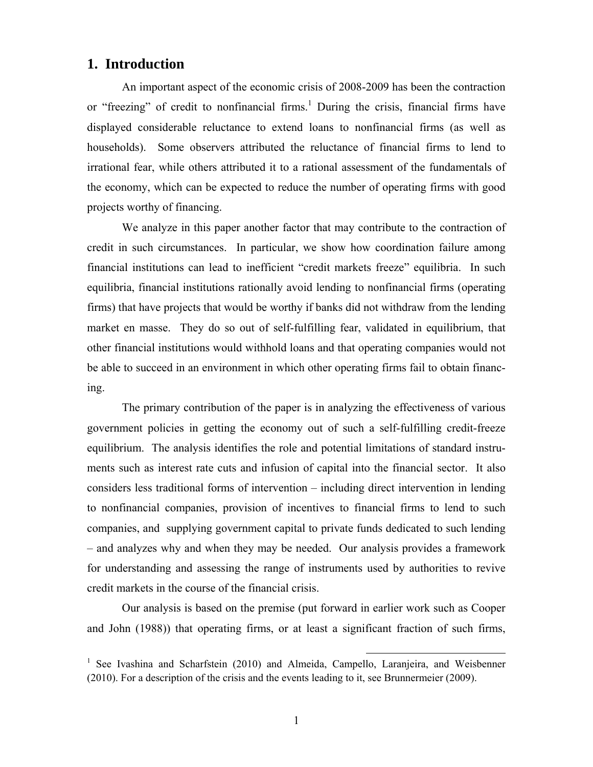## 1. Introduction

An important aspect of the economic crisis of 2008-2009 has been the contraction or "freezing" of credit to nonfinancial firms.[1] During the crisis, financial firms have displayed considerable reluctance to extend loans to nonfinancial firms (as well as households). Some observers attributed the reluctance of financial firms to lend to irrational fear, while others attributed it to a rational assessment of the fundamentals of the economy, which can be expected to reduce the number of operating firms with good projects worthy of financing.

We analyze in this paper another factor that may contribute to the contraction of credit in such circumstances. In particular, we show how coordination failure among financial institutions can lead to inefficient "credit markets freeze" equilibria. In such equilibria, financial institutions rationally avoid lending to nonfinancial firms (operating firms) that have projects that would be worthy if banks did not withdraw from the lending market en masse. They do so out of self-fulfilling fear, validated in equilibrium, that other financial institutions would withhold loans and that operating companies would not be able to succeed in an environment in which other operating firms fail to obtain financing.

The primary contribution of the paper is in analyzing the effectiveness of various government policies in getting the economy out of such a self-fulfilling credit-freeze equilibrium. The analysis identifies the role and potential limitations of standard instruments such as interest rate cuts and infusion of capital into the financial sector. It also considers less traditional forms of intervention – including direct intervention in lending to nonfinancial companies, provision of incentives to financial firms to lend to such companies, and supplying government capital to private funds dedicated to such lending – and analyzes why and when they may be needed. Our analysis provides a framework for understanding and assessing the range of instruments used by authorities to revive credit markets in the course of the financial crisis.

Our analysis is based on the premise (put forward in earlier work such as Cooper and John (1988)) that operating firms, or at least a significant fraction of such firms,

[1] See Ivashina and Scharfstein (2010) and Almeida, Campello, Laranjeira, and Weisbenner (2010). For a description of the crisis and the events leading to it, see Brunnermeier (2009).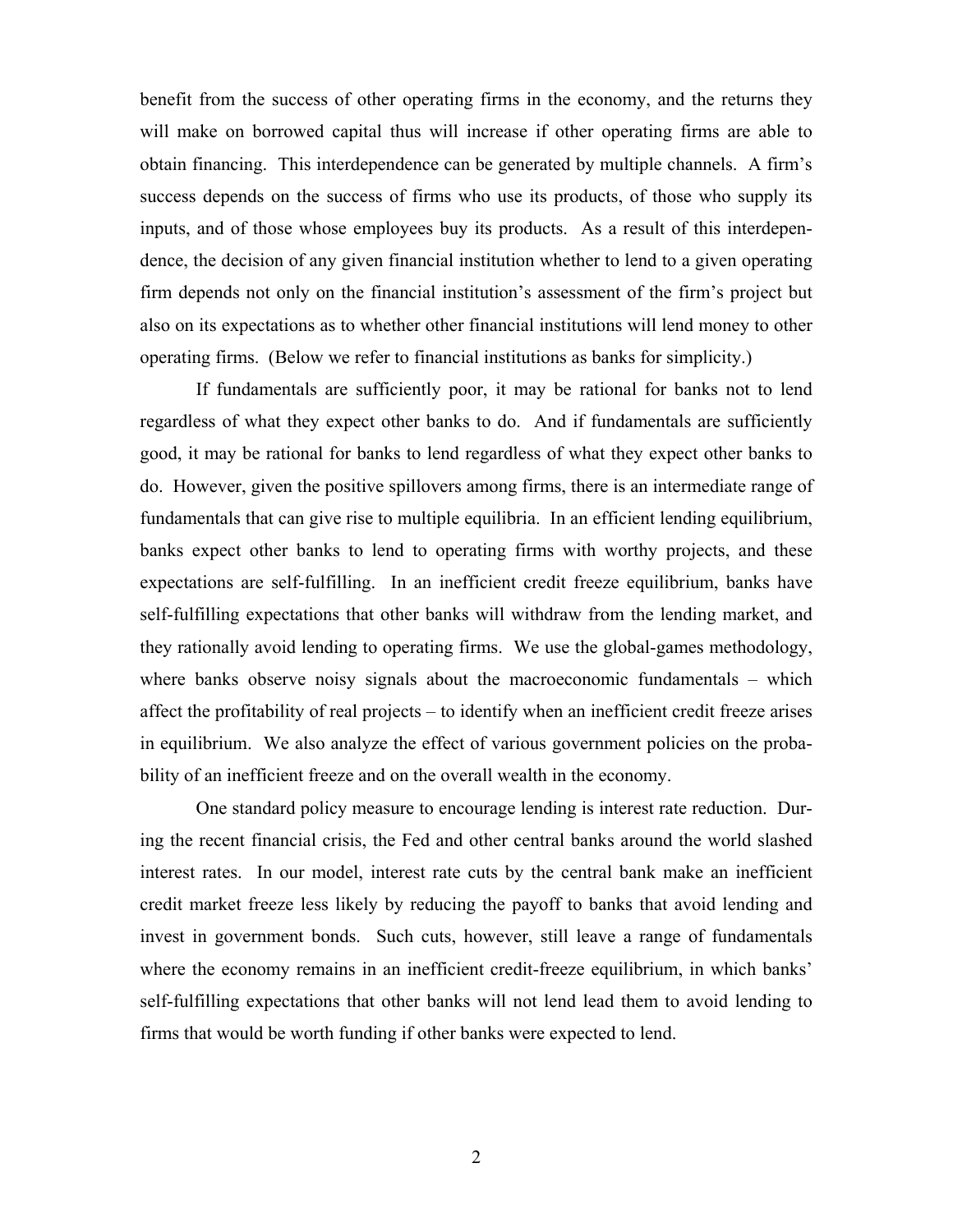benefit from the success of other operating firms in the economy, and the returns they will make on borrowed capital thus will increase if other operating firms are able to obtain financing. This interdependence can be generated by multiple channels. A firm's success depends on the success of firms who use its products, of those who supply its inputs, and of those whose employees buy its products. As a result of this interdependence, the decision of any given financial institution whether to lend to a given operating firm depends not only on the financial institution's assessment of the firm's project but also on its expectations as to whether other financial institutions will lend money to other operating firms. (Below we refer to financial institutions as banks for simplicity.)

If fundamentals are sufficiently poor, it may be rational for banks not to lend regardless of what they expect other banks to do. And if fundamentals are sufficiently good, it may be rational for banks to lend regardless of what they expect other banks to do. However, given the positive spillovers among firms, there is an intermediate range of fundamentals that can give rise to multiple equilibria. In an efficient lending equilibrium, banks expect other banks to lend to operating firms with worthy projects, and these expectations are self-fulfilling. In an inefficient credit freeze equilibrium, banks have self-fulfilling expectations that other banks will withdraw from the lending market, and they rationally avoid lending to operating firms. We use the global-games methodology, where banks observe noisy signals about the macroeconomic fundamentals – which affect the profitability of real projects – to identify when an inefficient credit freeze arises in equilibrium. We also analyze the effect of various government policies on the probability of an inefficient freeze and on the overall wealth in the economy.

One standard policy measure to encourage lending is interest rate reduction. During the recent financial crisis, the Fed and other central banks around the world slashed interest rates. In our model, interest rate cuts by the central bank make an inefficient credit market freeze less likely by reducing the payoff to banks that avoid lending and invest in government bonds. Such cuts, however, still leave a range of fundamentals where the economy remains in an inefficient credit-freeze equilibrium, in which banks' self-fulfilling expectations that other banks will not lend lead them to avoid lending to firms that would be worth funding if other banks were expected to lend.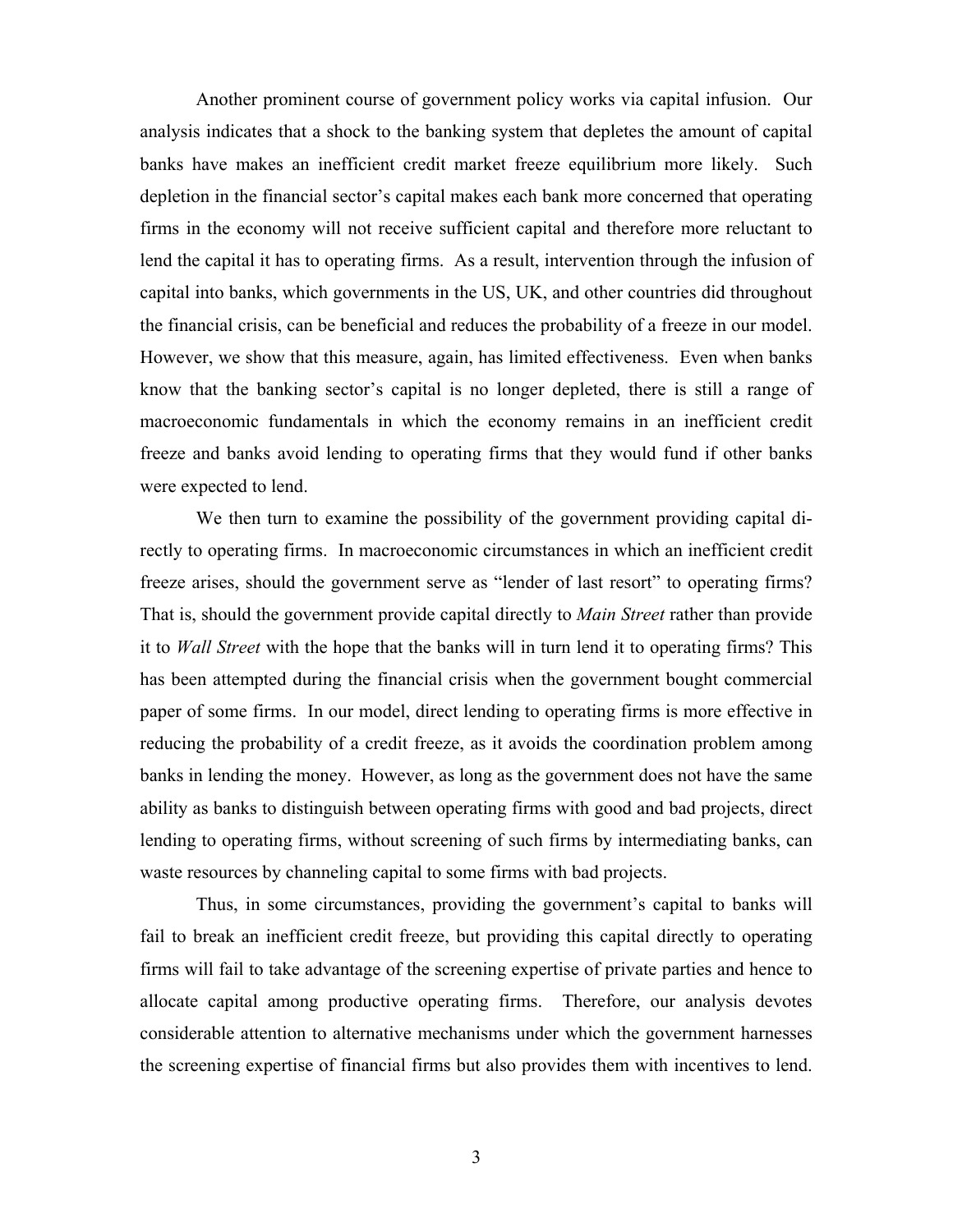Another prominent course of government policy works via capital infusion. Our analysis indicates that a shock to the banking system that depletes the amount of capital banks have makes an inefficient credit market freeze equilibrium more likely. Such depletion in the financial sector's capital makes each bank more concerned that operating firms in the economy will not receive sufficient capital and therefore more reluctant to lend the capital it has to operating firms. As a result, intervention through the infusion of capital into banks, which governments in the US, UK, and other countries did throughout the financial crisis, can be beneficial and reduces the probability of a freeze in our model. However, we show that this measure, again, has limited effectiveness. Even when banks know that the banking sector's capital is no longer depleted, there is still a range of macroeconomic fundamentals in which the economy remains in an inefficient credit freeze and banks avoid lending to operating firms that they would fund if other banks were expected to lend.

We then turn to examine the possibility of the government providing capital directly to operating firms. In macroeconomic circumstances in which an inefficient credit freeze arises, should the government serve as "lender of last resort" to operating firms? That is, should the government provide capital directly to *Main Street* rather than provide it to *Wall Street* with the hope that the banks will in turn lend it to operating firms? This has been attempted during the financial crisis when the government bought commercial paper of some firms. In our model, direct lending to operating firms is more effective in reducing the probability of a credit freeze, as it avoids the coordination problem among banks in lending the money. However, as long as the government does not have the same ability as banks to distinguish between operating firms with good and bad projects, direct lending to operating firms, without screening of such firms by intermediating banks, can waste resources by channeling capital to some firms with bad projects.

Thus, in some circumstances, providing the government's capital to banks will fail to break an inefficient credit freeze, but providing this capital directly to operating firms will fail to take advantage of the screening expertise of private parties and hence to allocate capital among productive operating firms. Therefore, our analysis devotes considerable attention to alternative mechanisms under which the government harnesses the screening expertise of financial firms but also provides them with incentives to lend.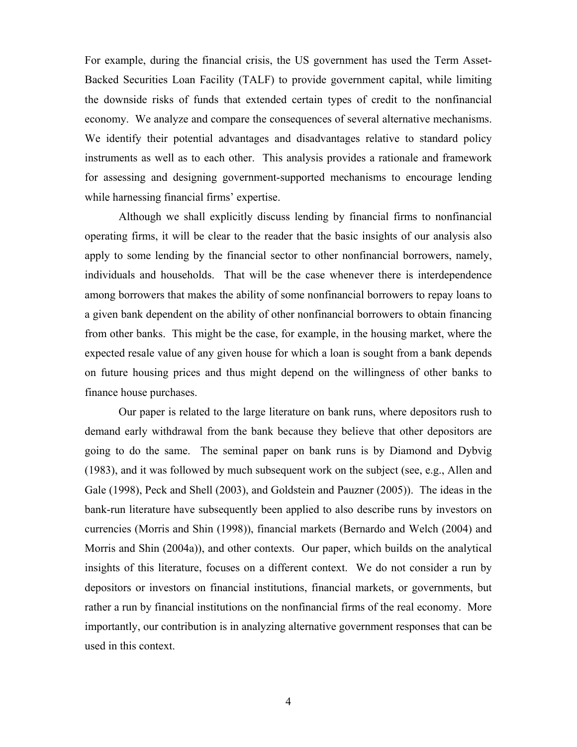For example, during the financial crisis, the US government has used the Term Asset-Backed Securities Loan Facility (TALF) to provide government capital, while limiting the downside risks of funds that extended certain types of credit to the nonfinancial economy. We analyze and compare the consequences of several alternative mechanisms. We identify their potential advantages and disadvantages relative to standard policy instruments as well as to each other. This analysis provides a rationale and framework for assessing and designing government-supported mechanisms to encourage lending while harnessing financial firms' expertise.

Although we shall explicitly discuss lending by financial firms to nonfinancial operating firms, it will be clear to the reader that the basic insights of our analysis also apply to some lending by the financial sector to other nonfinancial borrowers, namely, individuals and households. That will be the case whenever there is interdependence among borrowers that makes the ability of some nonfinancial borrowers to repay loans to a given bank dependent on the ability of other nonfinancial borrowers to obtain financing from other banks. This might be the case, for example, in the housing market, where the expected resale value of any given house for which a loan is sought from a bank depends on future housing prices and thus might depend on the willingness of other banks to finance house purchases.

Our paper is related to the large literature on bank runs, where depositors rush to demand early withdrawal from the bank because they believe that other depositors are going to do the same. The seminal paper on bank runs is by Diamond and Dybvig (1983), and it was followed by much subsequent work on the subject (see, e.g., Allen and Gale (1998), Peck and Shell (2003), and Goldstein and Pauzner (2005)). The ideas in the bank-run literature have subsequently been applied to also describe runs by investors on currencies (Morris and Shin (1998)), financial markets (Bernardo and Welch (2004) and Morris and Shin (2004a)), and other contexts. Our paper, which builds on the analytical insights of this literature, focuses on a different context. We do not consider a run by depositors or investors on financial institutions, financial markets, or governments, but rather a run by financial institutions on the nonfinancial firms of the real economy. More importantly, our contribution is in analyzing alternative government responses that can be used in this context.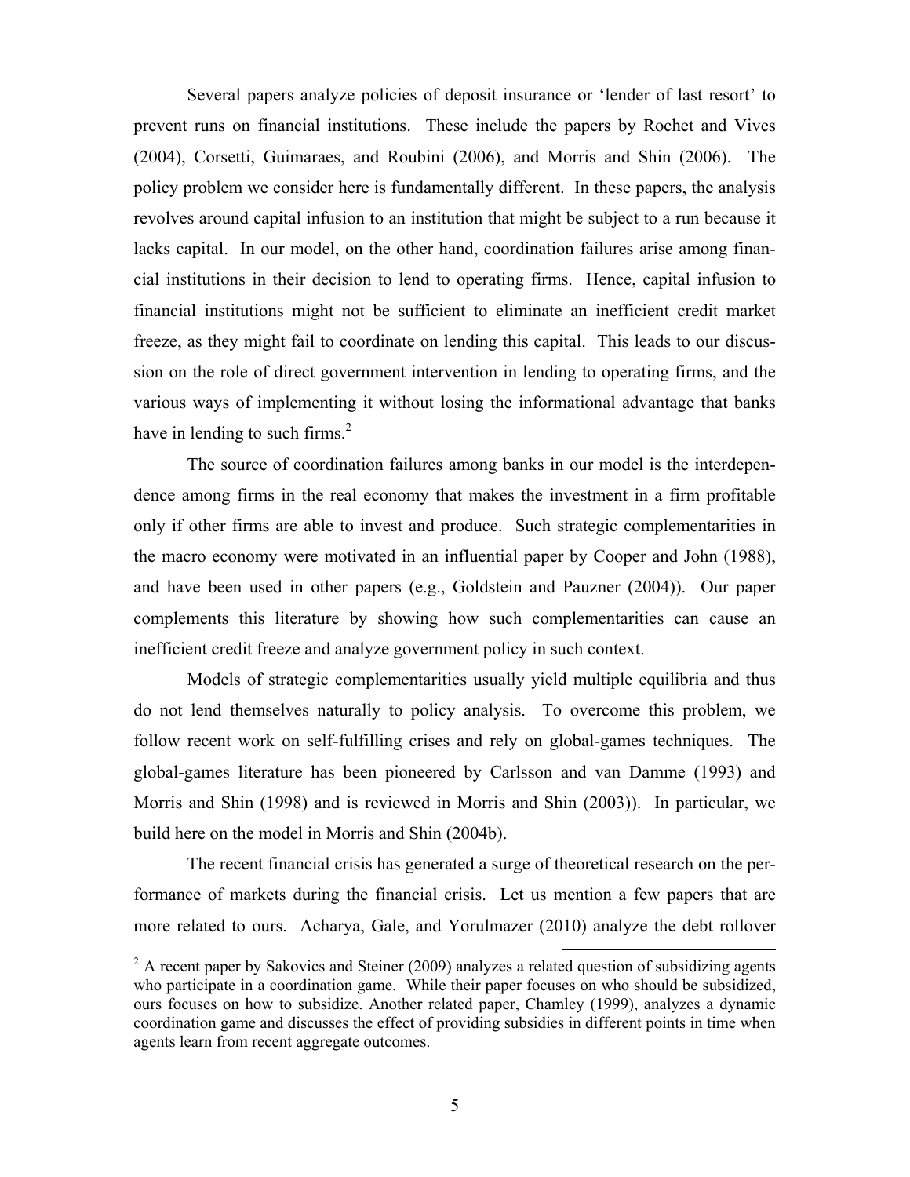Several papers analyze policies of deposit insurance or 'lender of last resort' to prevent runs on financial institutions. These include the papers by Rochet and Vives (2004), Corsetti, Guimaraes, and Roubini (2006), and Morris and Shin (2006). The policy problem we consider here is fundamentally different. In these papers, the analysis revolves around capital infusion to an institution that might be subject to a run because it lacks capital. In our model, on the other hand, coordination failures arise among financial institutions in their decision to lend to operating firms. Hence, capital infusion to financial institutions might not be sufficient to eliminate an inefficient credit market freeze, as they might fail to coordinate on lending this capital. This leads to our discussion on the role of direct government intervention in lending to operating firms, and the various ways of implementing it without losing the informational advantage that banks have in lending to such firms.[2]

The source of coordination failures among banks in our model is the interdependence among firms in the real economy that makes the investment in a firm profitable only if other firms are able to invest and produce. Such strategic complementarities in the macro economy were motivated in an influential paper by Cooper and John (1988), and have been used in other papers (e.g., Goldstein and Pauzner (2004)). Our paper complements this literature by showing how such complementarities can cause an inefficient credit freeze and analyze government policy in such context.

Models of strategic complementarities usually yield multiple equilibria and thus do not lend themselves naturally to policy analysis. To overcome this problem, we follow recent work on self-fulfilling crises and rely on global-games techniques. The global-games literature has been pioneered by Carlsson and van Damme (1993) and Morris and Shin (1998) and is reviewed in Morris and Shin (2003)). In particular, we build here on the model in Morris and Shin (2004b).

The recent financial crisis has generated a surge of theoretical research on the performance of markets during the financial crisis. Let us mention a few papers that are more related to ours. Acharya, Gale, and Yorulmazer (2010) analyze the debt rollover

[2] A recent paper by Sakovics and Steiner (2009) analyzes a related question of subsidizing agents who participate in a coordination game. While their paper focuses on who should be subsidized, ours focuses on how to subsidize. Another related paper, Chamley (1999), analyzes a dynamic coordination game and discusses the effect of providing subsidies in different points in time when agents learn from recent aggregate outcomes.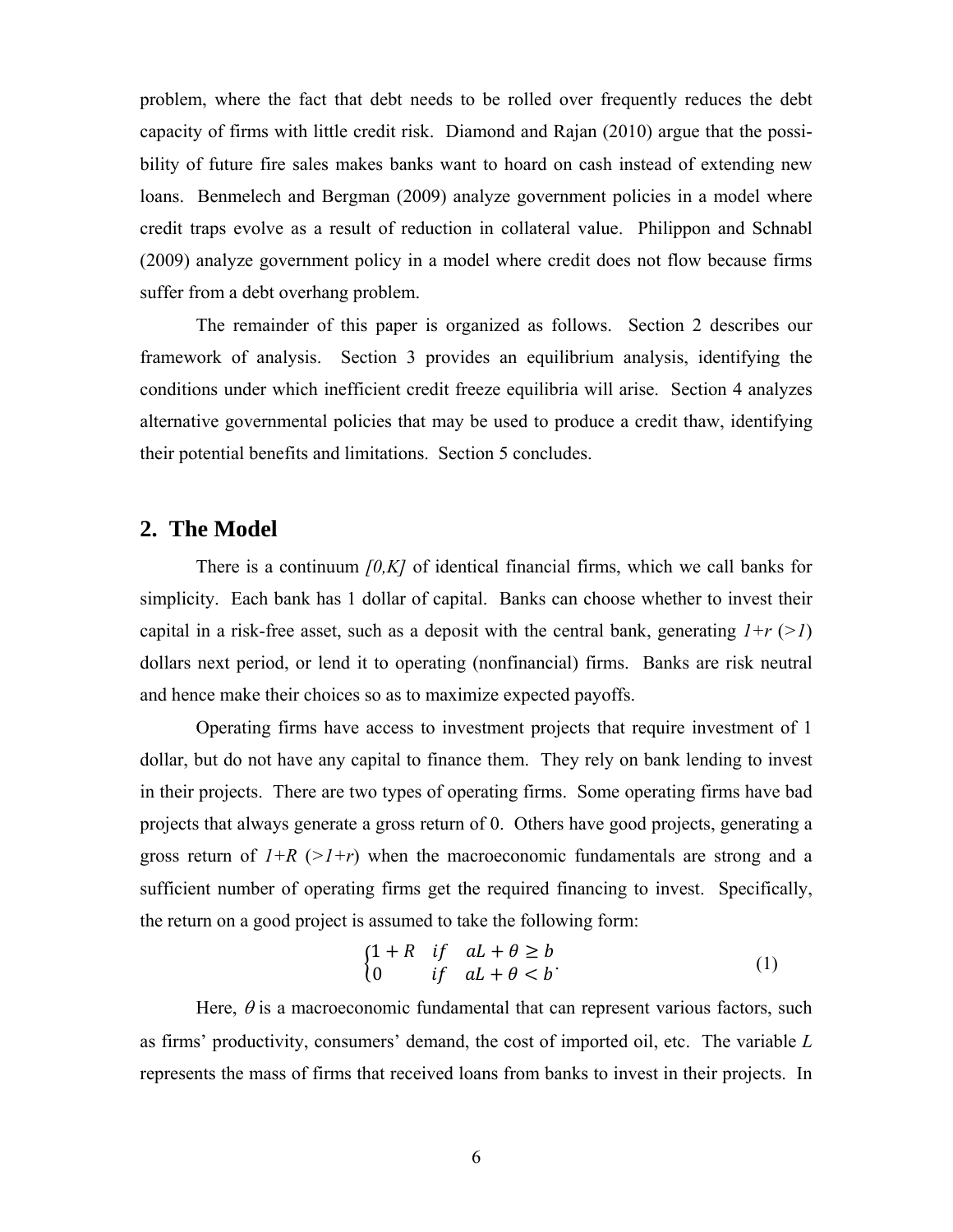problem, where the fact that debt needs to be rolled over frequently reduces the debt capacity of firms with little credit risk. Diamond and Rajan (2010) argue that the possibility of future fire sales makes banks want to hoard on cash instead of extending new loans. Benmelech and Bergman (2009) analyze government policies in a model where credit traps evolve as a result of reduction in collateral value. Philippon and Schnabl (2009) analyze government policy in a model where credit does not flow because firms suffer from a debt overhang problem.

The remainder of this paper is organized as follows. Section 2 describes our framework of analysis. Section 3 provides an equilibrium analysis, identifying the conditions under which inefficient credit freeze equilibria will arise. Section 4 analyzes alternative governmental policies that may be used to produce a credit thaw, identifying their potential benefits and limitations. Section 5 concludes.

## 2. The Model

There is a continuum $[0,K]$ of identical financial firms, which we call banks for simplicity. Each bank has 1 dollar of capital. Banks can choose whether to invest their capital in a risk-free asset, such as a deposit with the central bank, generating $1+r$ ($>1$) dollars next period, or lend it to operating (nonfinancial) firms. Banks are risk neutral and hence make their choices so as to maximize expected payoffs.

Operating firms have access to investment projects that require investment of 1 dollar, but do not have any capital to finance them. They rely on bank lending to invest in their projects. There are two types of operating firms. Some operating firms have bad projects that always generate a gross return of 0. Others have good projects, generating a gross return of $1+R$ ($>1+r$) when the macroeconomic fundamentals are strong and a sufficient number of operating firms get the required financing to invest. Specifically, the return on a good project is assumed to take the following form:

$$\begin{cases} 1+R & if \quad aL+\theta \geq b \\ 0 & if \quad aL+\theta < b \end{cases}. \tag{1}$$

Here, $\theta$ is a macroeconomic fundamental that can represent various factors, such as firms' productivity, consumers' demand, the cost of imported oil, etc. The variable $L$ represents the mass of firms that received loans from banks to invest in their projects. In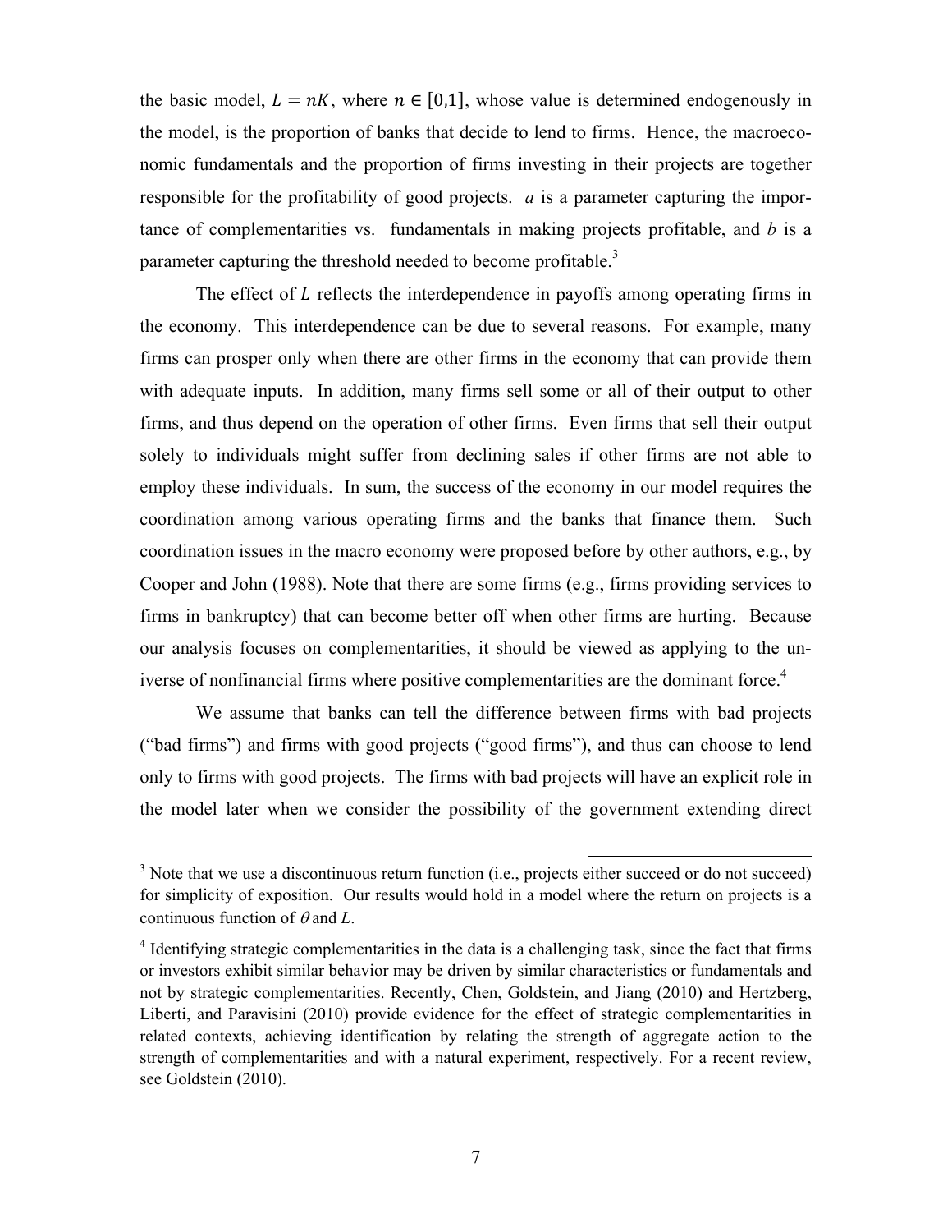the basic model, $L = nK$, where $n \in [0,1]$, whose value is determined endogenously in the model, is the proportion of banks that decide to lend to firms. Hence, the macroeconomic fundamentals and the proportion of firms investing in their projects are together responsible for the profitability of good projects. $a$ is a parameter capturing the importance of complementarities vs. fundamentals in making projects profitable, and $b$ is a parameter capturing the threshold needed to become profitable.[3]

The effect of $L$ reflects the interdependence in payoffs among operating firms in the economy. This interdependence can be due to several reasons. For example, many firms can prosper only when there are other firms in the economy that can provide them with adequate inputs. In addition, many firms sell some or all of their output to other firms, and thus depend on the operation of other firms. Even firms that sell their output solely to individuals might suffer from declining sales if other firms are not able to employ these individuals. In sum, the success of the economy in our model requires the coordination among various operating firms and the banks that finance them. Such coordination issues in the macro economy were proposed before by other authors, e.g., by Cooper and John (1988). Note that there are some firms (e.g., firms providing services to firms in bankruptcy) that can become better off when other firms are hurting. Because our analysis focuses on complementarities, it should be viewed as applying to the universe of nonfinancial firms where positive complementarities are the dominant force.[4]

We assume that banks can tell the difference between firms with bad projects ("bad firms") and firms with good projects ("good firms"), and thus can choose to lend only to firms with good projects. The firms with bad projects will have an explicit role in the model later when we consider the possibility of the government extending direct

---

[3] Note that we use a discontinuous return function (i.e., projects either succeed or do not succeed) for simplicity of exposition. Our results would hold in a model where the return on projects is a continuous function of $\theta$ and $L$.

[4] Identifying strategic complementarities in the data is a challenging task, since the fact that firms or investors exhibit similar behavior may be driven by similar characteristics or fundamentals and not by strategic complementarities. Recently, Chen, Goldstein, and Jiang (2010) and Hertzberg, Liberti, and Paravisini (2010) provide evidence for the effect of strategic complementarities in related contexts, achieving identification by relating the strength of aggregate action to the strength of complementarities and with a natural experiment, respectively. For a recent review, see Goldstein (2010).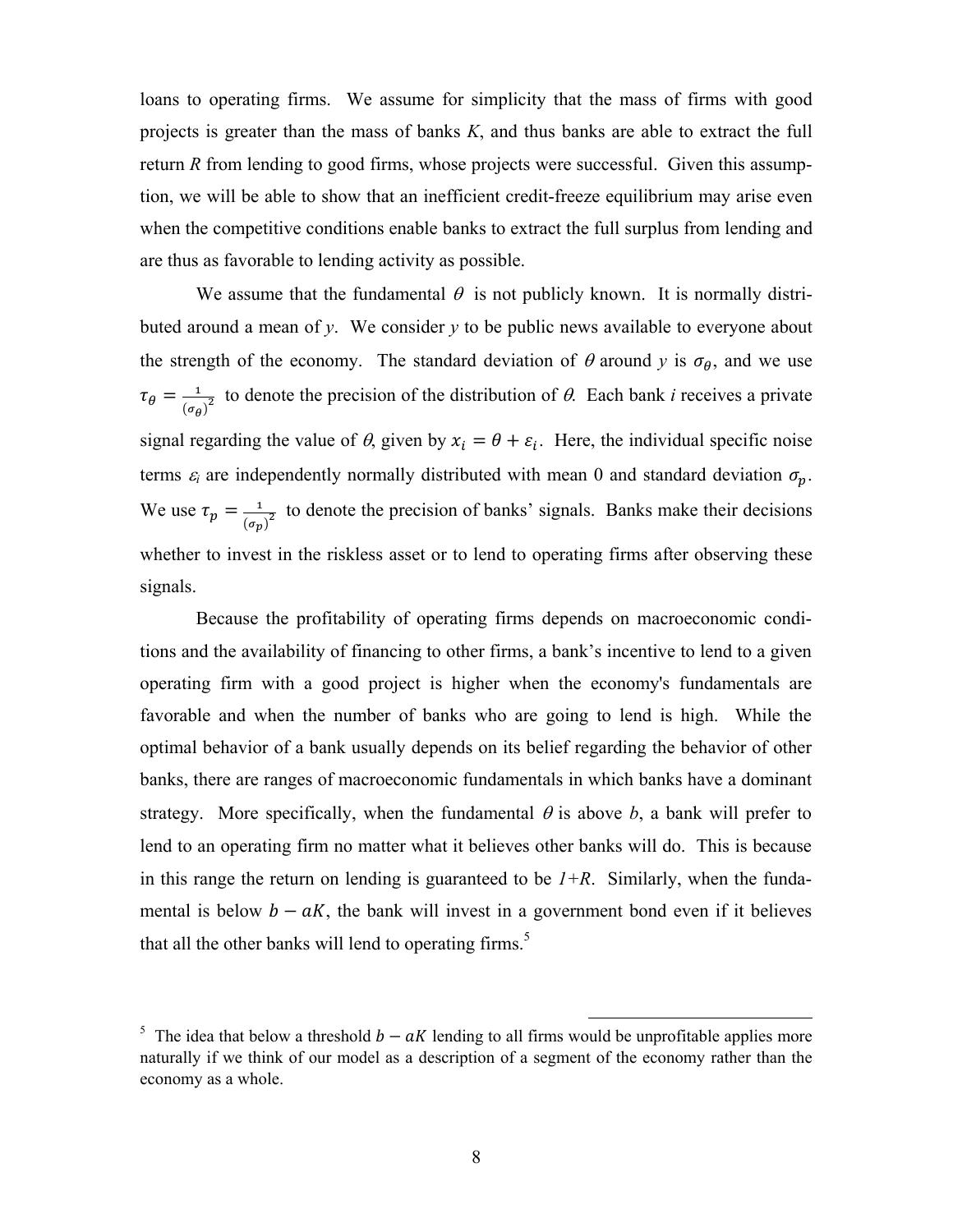loans to operating firms. We assume for simplicity that the mass of firms with good projects is greater than the mass of banks *K*, and thus banks are able to extract the full return *R* from lending to good firms, whose projects were successful. Given this assumption, we will be able to show that an inefficient credit-freeze equilibrium may arise even when the competitive conditions enable banks to extract the full surplus from lending and are thus as favorable to lending activity as possible.

We assume that the fundamental $\theta$ is not publicly known. It is normally distributed around a mean of *y*. We consider *y* to be public news available to everyone about the strength of the economy. The standard deviation of $\theta$ around *y* is $\sigma_\theta$, and we use $\tau_\theta = \frac{1}{(\sigma_\theta)^2}$ to denote the precision of the distribution of $\theta$. Each bank *i* receives a private signal regarding the value of $\theta$, given by $x_i = \theta + \varepsilon_i$. Here, the individual specific noise terms $\varepsilon_i$ are independently normally distributed with mean 0 and standard deviation $\sigma_p$. We use $\tau_p = \frac{1}{(\sigma_p)^2}$ to denote the precision of banks' signals. Banks make their decisions whether to invest in the riskless asset or to lend to operating firms after observing these signals.

Because the profitability of operating firms depends on macroeconomic conditions and the availability of financing to other firms, a bank's incentive to lend to a given operating firm with a good project is higher when the economy's fundamentals are favorable and when the number of banks who are going to lend is high. While the optimal behavior of a bank usually depends on its belief regarding the behavior of other banks, there are ranges of macroeconomic fundamentals in which banks have a dominant strategy. More specifically, when the fundamental $\theta$ is above *b*, a bank will prefer to lend to an operating firm no matter what it believes other banks will do. This is because in this range the return on lending is guaranteed to be $1+R$. Similarly, when the fundamental is below $b - aK$, the bank will invest in a government bond even if it believes that all the other banks will lend to operating firms.[5]

[5] The idea that below a threshold $b - aK$ lending to all firms would be unprofitable applies more naturally if we think of our model as a description of a segment of the economy rather than the economy as a whole.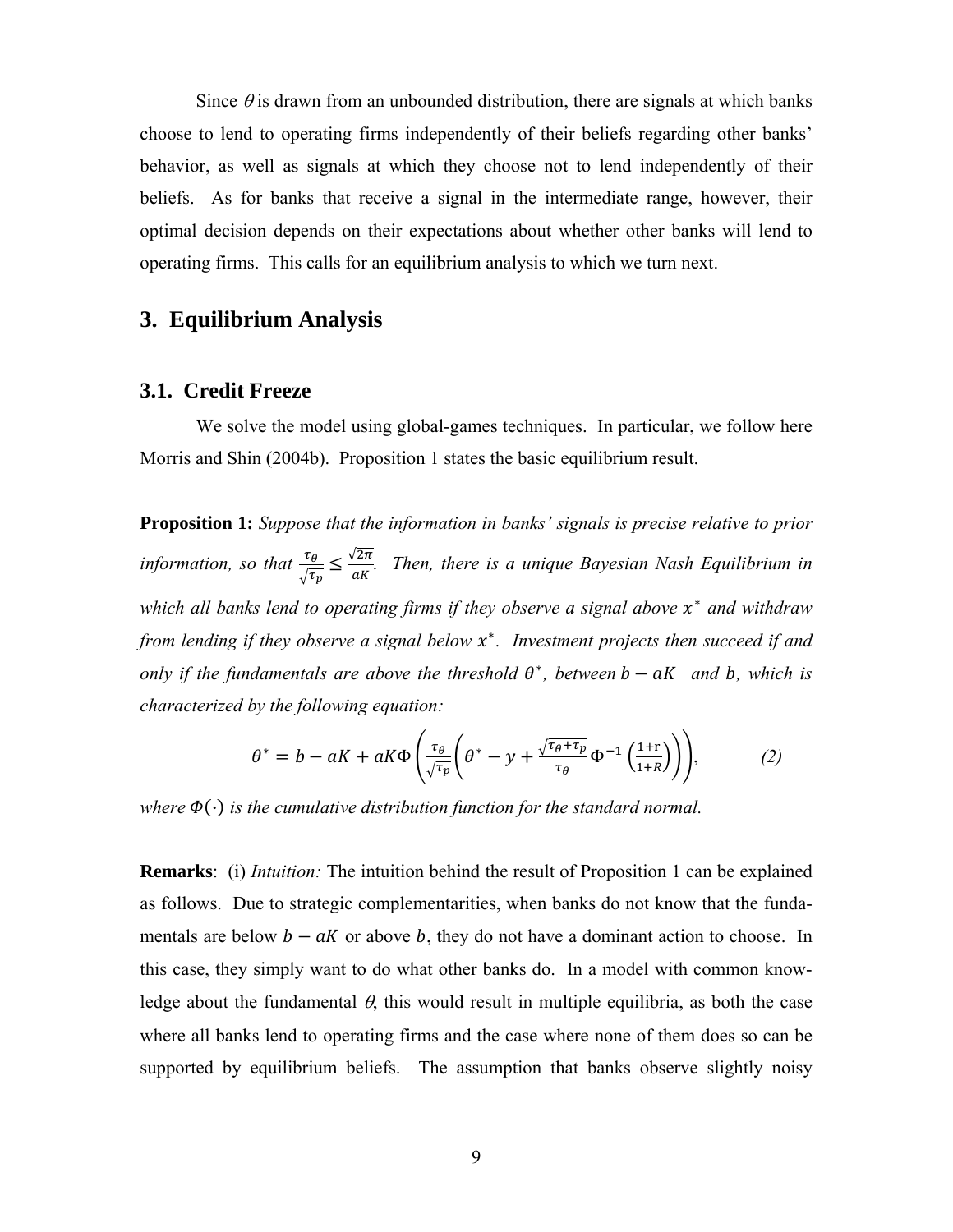Since $\theta$ is drawn from an unbounded distribution, there are signals at which banks choose to lend to operating firms independently of their beliefs regarding other banks' behavior, as well as signals at which they choose not to lend independently of their beliefs. As for banks that receive a signal in the intermediate range, however, their optimal decision depends on their expectations about whether other banks will lend to operating firms. This calls for an equilibrium analysis to which we turn next.

## 3. Equilibrium Analysis

### 3.1. Credit Freeze

We solve the model using global-games techniques. In particular, we follow here Morris and Shin (2004b). Proposition 1 states the basic equilibrium result.

**Proposition 1:** *Suppose that the information in banks' signals is precise relative to prior information, so that* $\frac{\tau_\theta}{\sqrt{\tau_p}} \leq \frac{\sqrt{2\pi}}{aK}$. *Then, there is a unique Bayesian Nash Equilibrium in which all banks lend to operating firms if they observe a signal above* $x^*$ *and withdraw from lending if they observe a signal below* $x^*$. *Investment projects then succeed if and only if the fundamentals are above the threshold* $\theta^*$, *between* $b - aK$ *and* $b$, *which is characterized by the following equation:*

$$\theta^* = b - aK + aK\Phi\left(\frac{\tau_\theta}{\sqrt{\tau_p}}\left(\theta^* - y + \frac{\sqrt{\tau_\theta + \tau_p}}{\tau_\theta}\Phi^{-1}\left(\frac{1+r}{1+R}\right)\right)\right), \qquad (2)$$

*where* $\Phi(\cdot)$ *is the cumulative distribution function for the standard normal.*

**Remarks**: (i) *Intuition:* The intuition behind the result of Proposition 1 can be explained as follows. Due to strategic complementarities, when banks do not know that the fundamentals are below $b - aK$ or above $b$, they do not have a dominant action to choose. In this case, they simply want to do what other banks do. In a model with common knowledge about the fundamental $\theta$, this would result in multiple equilibria, as both the case where all banks lend to operating firms and the case where none of them does so can be supported by equilibrium beliefs. The assumption that banks observe slightly noisy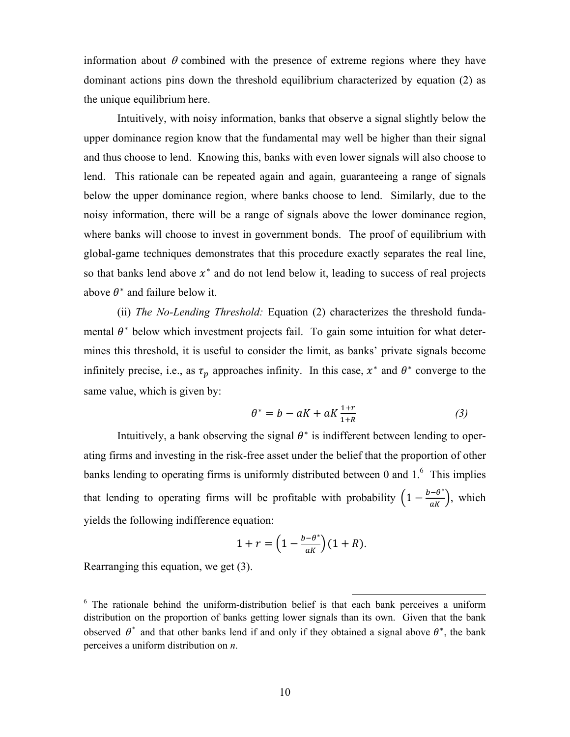information about $\theta$ combined with the presence of extreme regions where they have dominant actions pins down the threshold equilibrium characterized by equation (2) as the unique equilibrium here.

Intuitively, with noisy information, banks that observe a signal slightly below the upper dominance region know that the fundamental may well be higher than their signal and thus choose to lend. Knowing this, banks with even lower signals will also choose to lend. This rationale can be repeated again and again, guaranteeing a range of signals below the upper dominance region, where banks choose to lend. Similarly, due to the noisy information, there will be a range of signals above the lower dominance region, where banks will choose to invest in government bonds. The proof of equilibrium with global-game techniques demonstrates that this procedure exactly separates the real line, so that banks lend above $x^*$ and do not lend below it, leading to success of real projects above $\theta^*$ and failure below it.

(ii) *The No-Lending Threshold:* Equation (2) characterizes the threshold fundamental $\theta^*$ below which investment projects fail. To gain some intuition for what determines this threshold, it is useful to consider the limit, as banks' private signals become infinitely precise, i.e., as $\tau_p$ approaches infinity. In this case, $x^*$ and $\theta^*$ converge to the same value, which is given by:

$$\theta^* = b - aK + aK\frac{1+r}{1+R} \qquad (3)$$

Intuitively, a bank observing the signal $\theta^*$ is indifferent between lending to operating firms and investing in the risk-free asset under the belief that the proportion of other banks lending to operating firms is uniformly distributed between 0 and 1.[6] This implies that lending to operating firms will be profitable with probability $\left(1 - \frac{b-\theta^*}{aK}\right)$, which yields the following indifference equation:

$$1 + r = \left(1 - \frac{b-\theta^*}{aK}\right)(1 + R).$$

Rearranging this equation, we get (3).

[6] The rationale behind the uniform-distribution belief is that each bank perceives a uniform distribution on the proportion of banks getting lower signals than its own. Given that the bank observed $\theta^*$ and that other banks lend if and only if they obtained a signal above $\theta^*$, the bank perceives a uniform distribution on *n*.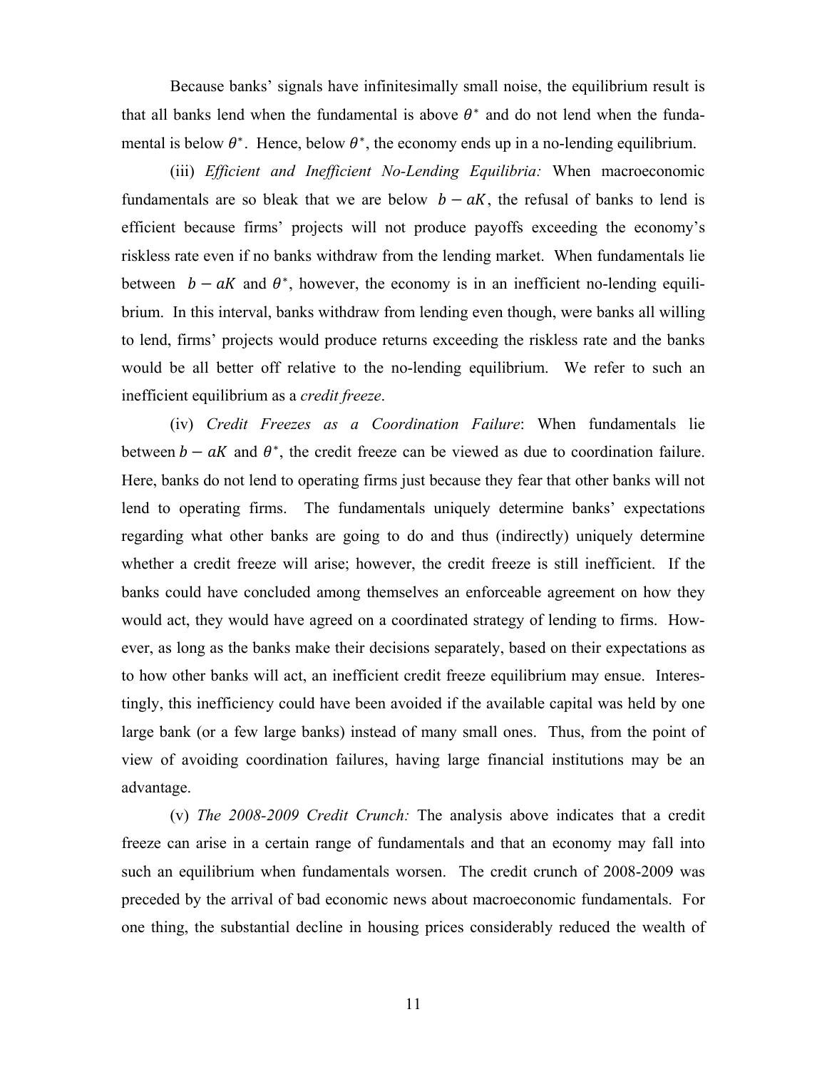Because banks' signals have infinitesimally small noise, the equilibrium result is that all banks lend when the fundamental is above $\theta^*$ and do not lend when the fundamental is below $\theta^*$. Hence, below $\theta^*$, the economy ends up in a no-lending equilibrium.

(iii) *Efficient and Inefficient No-Lending Equilibria:* When macroeconomic fundamentals are so bleak that we are below $b - aK$, the refusal of banks to lend is efficient because firms' projects will not produce payoffs exceeding the economy's riskless rate even if no banks withdraw from the lending market. When fundamentals lie between $b - aK$ and $\theta^*$, however, the economy is in an inefficient no-lending equilibrium. In this interval, banks withdraw from lending even though, were banks all willing to lend, firms' projects would produce returns exceeding the riskless rate and the banks would be all better off relative to the no-lending equilibrium. We refer to such an inefficient equilibrium as a *credit freeze*.

(iv) *Credit Freezes as a Coordination Failure*: When fundamentals lie between $b - aK$ and $\theta^*$, the credit freeze can be viewed as due to coordination failure. Here, banks do not lend to operating firms just because they fear that other banks will not lend to operating firms. The fundamentals uniquely determine banks' expectations regarding what other banks are going to do and thus (indirectly) uniquely determine whether a credit freeze will arise; however, the credit freeze is still inefficient. If the banks could have concluded among themselves an enforceable agreement on how they would act, they would have agreed on a coordinated strategy of lending to firms. However, as long as the banks make their decisions separately, based on their expectations as to how other banks will act, an inefficient credit freeze equilibrium may ensue. Interestingly, this inefficiency could have been avoided if the available capital was held by one large bank (or a few large banks) instead of many small ones. Thus, from the point of view of avoiding coordination failures, having large financial institutions may be an advantage.

(v) *The 2008-2009 Credit Crunch:* The analysis above indicates that a credit freeze can arise in a certain range of fundamentals and that an economy may fall into such an equilibrium when fundamentals worsen. The credit crunch of 2008-2009 was preceded by the arrival of bad economic news about macroeconomic fundamentals. For one thing, the substantial decline in housing prices considerably reduced the wealth of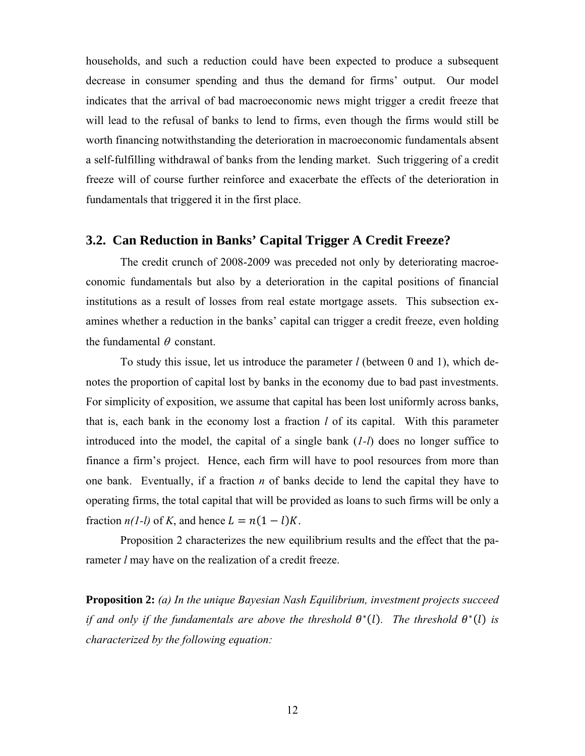households, and such a reduction could have been expected to produce a subsequent decrease in consumer spending and thus the demand for firms' output. Our model indicates that the arrival of bad macroeconomic news might trigger a credit freeze that will lead to the refusal of banks to lend to firms, even though the firms would still be worth financing notwithstanding the deterioration in macroeconomic fundamentals absent a self-fulfilling withdrawal of banks from the lending market. Such triggering of a credit freeze will of course further reinforce and exacerbate the effects of the deterioration in fundamentals that triggered it in the first place.

## 3.2. Can Reduction in Banks' Capital Trigger A Credit Freeze?

The credit crunch of 2008-2009 was preceded not only by deteriorating macroeconomic fundamentals but also by a deterioration in the capital positions of financial institutions as a result of losses from real estate mortgage assets. This subsection examines whether a reduction in the banks' capital can trigger a credit freeze, even holding the fundamental $\theta$ constant.

To study this issue, let us introduce the parameter $l$ (between 0 and 1), which denotes the proportion of capital lost by banks in the economy due to bad past investments. For simplicity of exposition, we assume that capital has been lost uniformly across banks, that is, each bank in the economy lost a fraction $l$ of its capital. With this parameter introduced into the model, the capital of a single bank ($1-l$) does no longer suffice to finance a firm's project. Hence, each firm will have to pool resources from more than one bank. Eventually, if a fraction $n$ of banks decide to lend the capital they have to operating firms, the total capital that will be provided as loans to such firms will be only a fraction $n(1-l)$ of $K$, and hence $L = n(1-l)K$.

Proposition 2 characterizes the new equilibrium results and the effect that the parameter $l$ may have on the realization of a credit freeze.

**Proposition 2:** *(a) In the unique Bayesian Nash Equilibrium, investment projects succeed if and only if the fundamentals are above the threshold $\theta^*(l)$. The threshold $\theta^*(l)$ is characterized by the following equation:*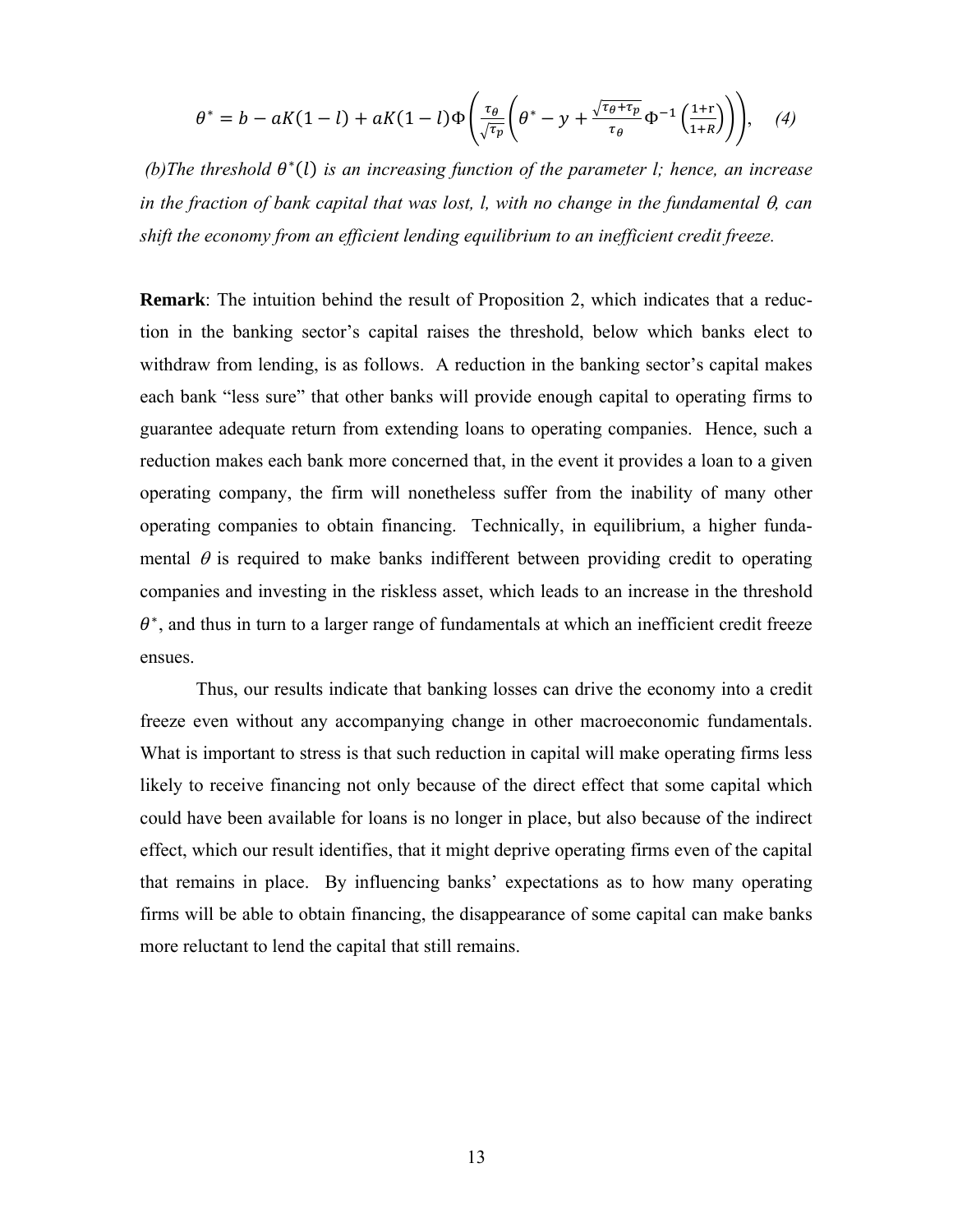$$\theta^* = b - aK(1-l) + aK(1-l)\Phi\left(\frac{\tau_\theta}{\sqrt{\tau_p}}\left(\theta^* - y + \frac{\sqrt{\tau_\theta+\tau_p}}{\tau_\theta}\Phi^{-1}\left(\frac{1+\mathrm{r}}{1+R}\right)\right)\right), \quad (4)$$

*(b)The threshold $\theta^*(l)$ is an increasing function of the parameter l; hence, an increase in the fraction of bank capital that was lost, l, with no change in the fundamental $\theta$, can shift the economy from an efficient lending equilibrium to an inefficient credit freeze.*

**Remark**: The intuition behind the result of Proposition 2, which indicates that a reduction in the banking sector's capital raises the threshold, below which banks elect to withdraw from lending, is as follows. A reduction in the banking sector's capital makes each bank "less sure" that other banks will provide enough capital to operating firms to guarantee adequate return from extending loans to operating companies. Hence, such a reduction makes each bank more concerned that, in the event it provides a loan to a given operating company, the firm will nonetheless suffer from the inability of many other operating companies to obtain financing. Technically, in equilibrium, a higher fundamental $\theta$ is required to make banks indifferent between providing credit to operating companies and investing in the riskless asset, which leads to an increase in the threshold $\theta^*$, and thus in turn to a larger range of fundamentals at which an inefficient credit freeze ensues.

Thus, our results indicate that banking losses can drive the economy into a credit freeze even without any accompanying change in other macroeconomic fundamentals. What is important to stress is that such reduction in capital will make operating firms less likely to receive financing not only because of the direct effect that some capital which could have been available for loans is no longer in place, but also because of the indirect effect, which our result identifies, that it might deprive operating firms even of the capital that remains in place. By influencing banks' expectations as to how many operating firms will be able to obtain financing, the disappearance of some capital can make banks more reluctant to lend the capital that still remains.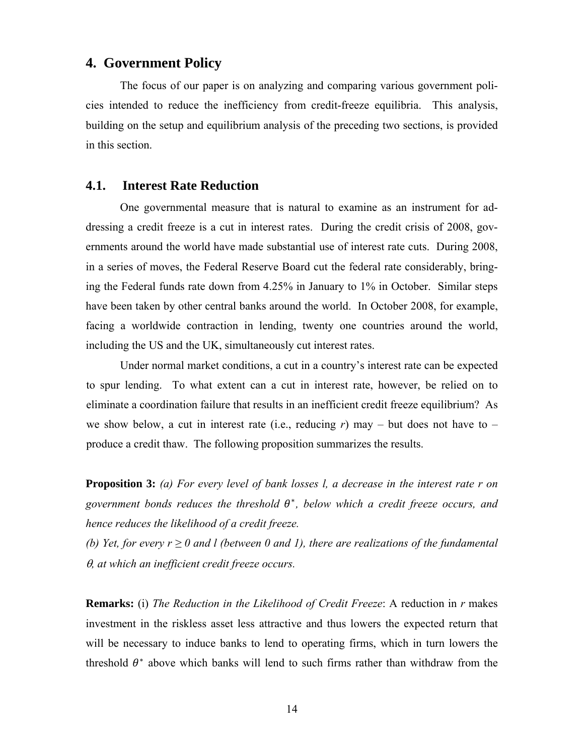## 4. Government Policy

The focus of our paper is on analyzing and comparing various government policies intended to reduce the inefficiency from credit-freeze equilibria. This analysis, building on the setup and equilibrium analysis of the preceding two sections, is provided in this section.

### 4.1. Interest Rate Reduction

One governmental measure that is natural to examine as an instrument for addressing a credit freeze is a cut in interest rates. During the credit crisis of 2008, governments around the world have made substantial use of interest rate cuts. During 2008, in a series of moves, the Federal Reserve Board cut the federal rate considerably, bringing the Federal funds rate down from 4.25% in January to 1% in October. Similar steps have been taken by other central banks around the world. In October 2008, for example, facing a worldwide contraction in lending, twenty one countries around the world, including the US and the UK, simultaneously cut interest rates.

Under normal market conditions, a cut in a country's interest rate can be expected to spur lending. To what extent can a cut in interest rate, however, be relied on to eliminate a coordination failure that results in an inefficient credit freeze equilibrium? As we show below, a cut in interest rate (i.e., reducing $r$) may – but does not have to – produce a credit thaw. The following proposition summarizes the results.

**Proposition 3:** *(a) For every level of bank losses $l$, a decrease in the interest rate $r$ on government bonds reduces the threshold $\theta^*$, below which a credit freeze occurs, and hence reduces the likelihood of a credit freeze.*

*(b) Yet, for every $r \geq 0$ and $l$ (between 0 and 1), there are realizations of the fundamental $\theta$, at which an inefficient credit freeze occurs.*

**Remarks:** (i) *The Reduction in the Likelihood of Credit Freeze*: A reduction in $r$ makes investment in the riskless asset less attractive and thus lowers the expected return that will be necessary to induce banks to lend to operating firms, which in turn lowers the threshold $\theta^*$ above which banks will lend to such firms rather than withdraw from the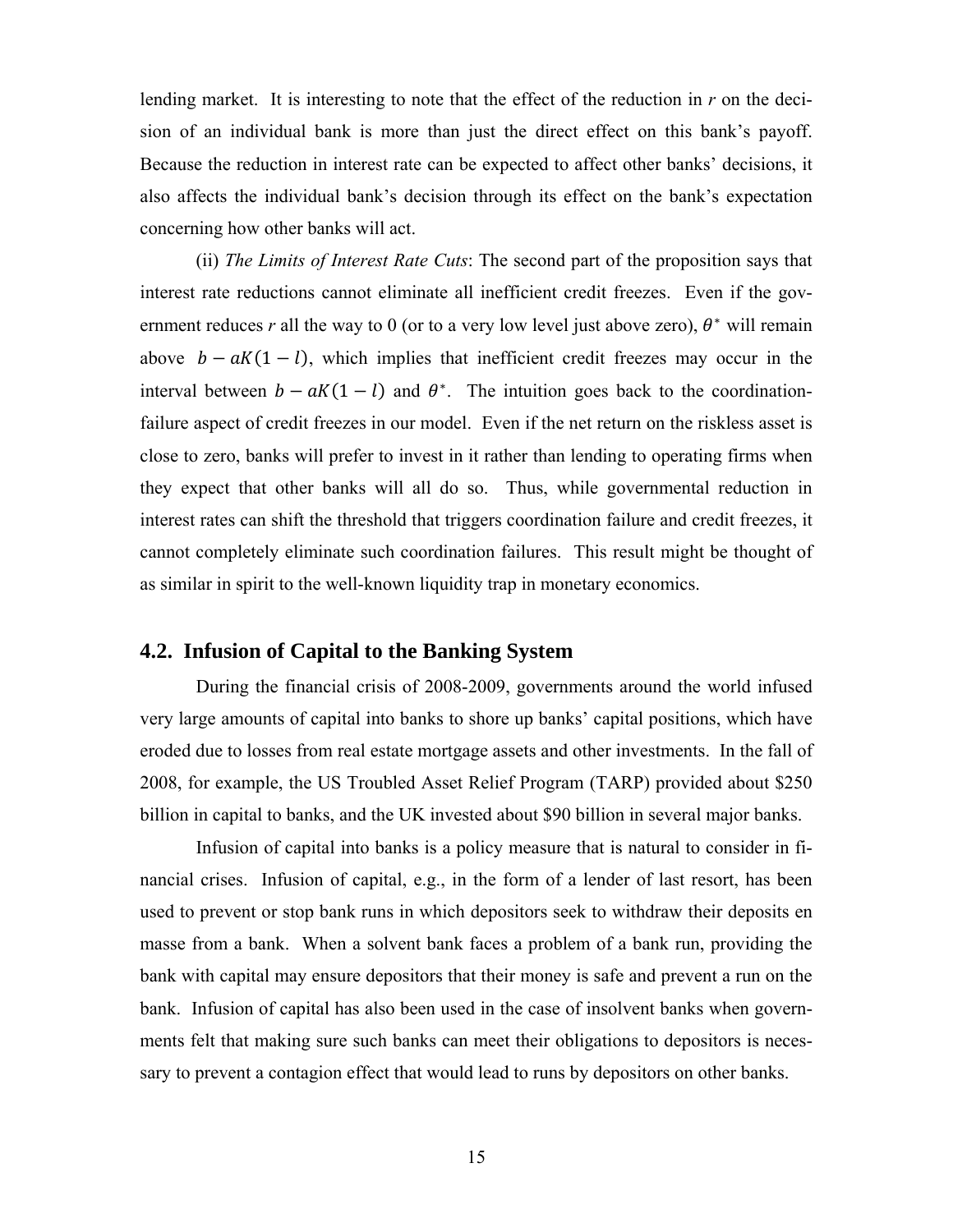lending market. It is interesting to note that the effect of the reduction in $r$ on the decision of an individual bank is more than just the direct effect on this bank's payoff. Because the reduction in interest rate can be expected to affect other banks' decisions, it also affects the individual bank's decision through its effect on the bank's expectation concerning how other banks will act.

(ii) *The Limits of Interest Rate Cuts*: The second part of the proposition says that interest rate reductions cannot eliminate all inefficient credit freezes. Even if the government reduces $r$ all the way to 0 (or to a very low level just above zero), $\theta^*$ will remain above $b - aK(1-l)$, which implies that inefficient credit freezes may occur in the interval between $b - aK(1-l)$ and $\theta^*$. The intuition goes back to the coordination-failure aspect of credit freezes in our model. Even if the net return on the riskless asset is close to zero, banks will prefer to invest in it rather than lending to operating firms when they expect that other banks will all do so. Thus, while governmental reduction in interest rates can shift the threshold that triggers coordination failure and credit freezes, it cannot completely eliminate such coordination failures. This result might be thought of as similar in spirit to the well-known liquidity trap in monetary economics.

## 4.2. Infusion of Capital to the Banking System

During the financial crisis of 2008-2009, governments around the world infused very large amounts of capital into banks to shore up banks' capital positions, which have eroded due to losses from real estate mortgage assets and other investments. In the fall of 2008, for example, the US Troubled Asset Relief Program (TARP) provided about \$250 billion in capital to banks, and the UK invested about \$90 billion in several major banks.

Infusion of capital into banks is a policy measure that is natural to consider in financial crises. Infusion of capital, e.g., in the form of a lender of last resort, has been used to prevent or stop bank runs in which depositors seek to withdraw their deposits en masse from a bank. When a solvent bank faces a problem of a bank run, providing the bank with capital may ensure depositors that their money is safe and prevent a run on the bank. Infusion of capital has also been used in the case of insolvent banks when governments felt that making sure such banks can meet their obligations to depositors is necessary to prevent a contagion effect that would lead to runs by depositors on other banks.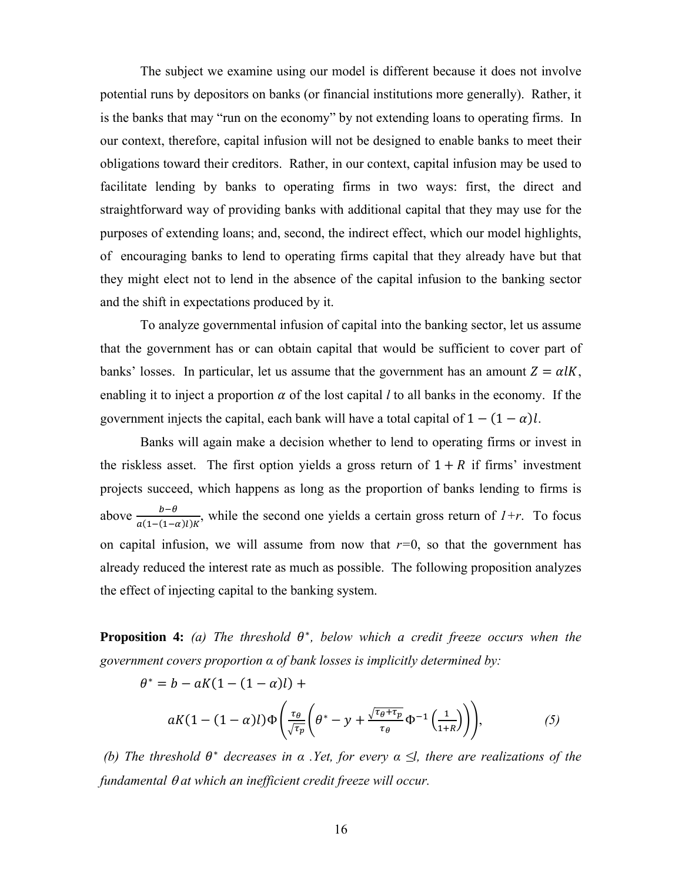The subject we examine using our model is different because it does not involve potential runs by depositors on banks (or financial institutions more generally). Rather, it is the banks that may "run on the economy" by not extending loans to operating firms. In our context, therefore, capital infusion will not be designed to enable banks to meet their obligations toward their creditors. Rather, in our context, capital infusion may be used to facilitate lending by banks to operating firms in two ways: first, the direct and straightforward way of providing banks with additional capital that they may use for the purposes of extending loans; and, second, the indirect effect, which our model highlights, of encouraging banks to lend to operating firms capital that they already have but that they might elect not to lend in the absence of the capital infusion to the banking sector and the shift in expectations produced by it.

To analyze governmental infusion of capital into the banking sector, let us assume that the government has or can obtain capital that would be sufficient to cover part of banks' losses. In particular, let us assume that the government has an amount $Z = \alpha l K$, enabling it to inject a proportion $\alpha$ of the lost capital $l$ to all banks in the economy. If the government injects the capital, each bank will have a total capital of $1-(1-\alpha)l$.

Banks will again make a decision whether to lend to operating firms or invest in the riskless asset. The first option yields a gross return of $1+R$ if firms' investment projects succeed, which happens as long as the proportion of banks lending to firms is above $\frac{b-\theta}{a(1-(1-\alpha)l)K}$, while the second one yields a certain gross return of $1+r$. To focus on capital infusion, we will assume from now that $r$=0, so that the government has already reduced the interest rate as much as possible. The following proposition analyzes the effect of injecting capital to the banking system.

**Proposition 4:** *(a) The threshold $\theta^*$, below which a credit freeze occurs when the government covers proportion α of bank losses is implicitly determined by:*

$$\theta^* = b - aK(1-(1-\alpha)l) + aK(1-(1-\alpha)l)\Phi\left(\frac{\tau_\theta}{\sqrt{\tau_p}}\left(\theta^* - y + \frac{\sqrt{\tau_\theta+\tau_p}}{\tau_\theta}\Phi^{-1}\left(\frac{1}{1+R}\right)\right)\right), \quad (5)$$

*(b) The threshold $\theta^*$ decreases in α .Yet, for every α ≤l, there are realizations of the fundamental θ at which an inefficient credit freeze will occur.*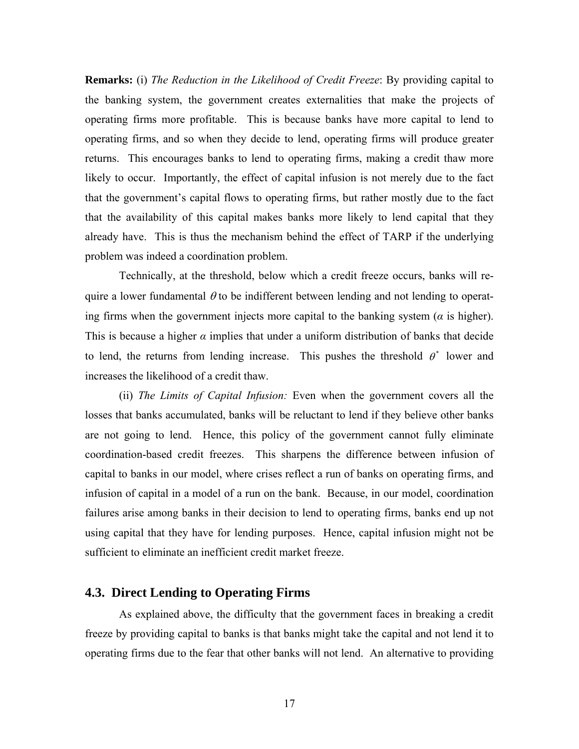**Remarks:** (i) *The Reduction in the Likelihood of Credit Freeze*: By providing capital to the banking system, the government creates externalities that make the projects of operating firms more profitable. This is because banks have more capital to lend to operating firms, and so when they decide to lend, operating firms will produce greater returns. This encourages banks to lend to operating firms, making a credit thaw more likely to occur. Importantly, the effect of capital infusion is not merely due to the fact that the government's capital flows to operating firms, but rather mostly due to the fact that the availability of this capital makes banks more likely to lend capital that they already have. This is thus the mechanism behind the effect of TARP if the underlying problem was indeed a coordination problem.

Technically, at the threshold, below which a credit freeze occurs, banks will require a lower fundamental $\theta$ to be indifferent between lending and not lending to operating firms when the government injects more capital to the banking system ($\alpha$ is higher). This is because a higher $\alpha$ implies that under a uniform distribution of banks that decide to lend, the returns from lending increase. This pushes the threshold $\theta^*$ lower and increases the likelihood of a credit thaw.

(ii) *The Limits of Capital Infusion:* Even when the government covers all the losses that banks accumulated, banks will be reluctant to lend if they believe other banks are not going to lend. Hence, this policy of the government cannot fully eliminate coordination-based credit freezes. This sharpens the difference between infusion of capital to banks in our model, where crises reflect a run of banks on operating firms, and infusion of capital in a model of a run on the bank. Because, in our model, coordination failures arise among banks in their decision to lend to operating firms, banks end up not using capital that they have for lending purposes. Hence, capital infusion might not be sufficient to eliminate an inefficient credit market freeze.

### 4.3. Direct Lending to Operating Firms

As explained above, the difficulty that the government faces in breaking a credit freeze by providing capital to banks is that banks might take the capital and not lend it to operating firms due to the fear that other banks will not lend. An alternative to providing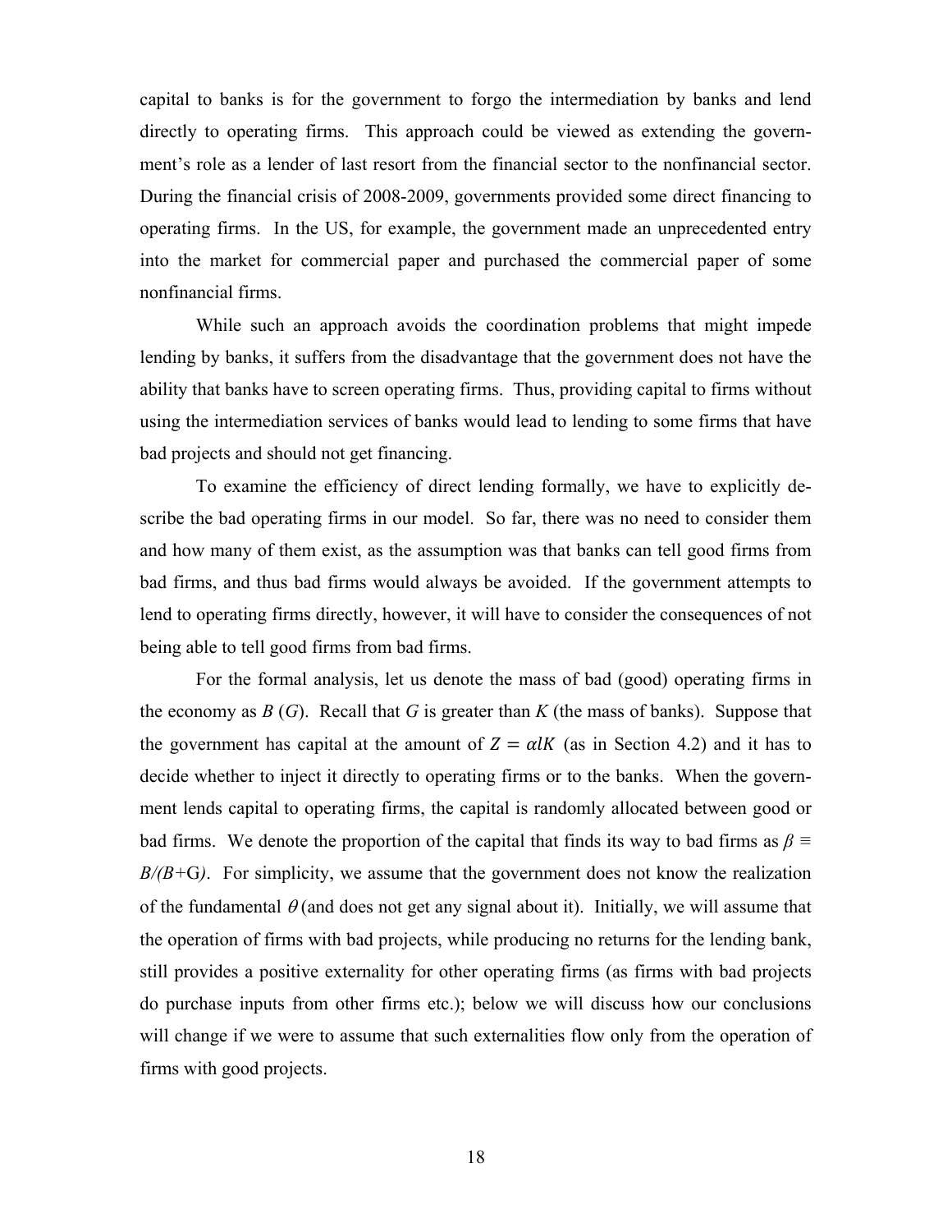capital to banks is for the government to forgo the intermediation by banks and lend directly to operating firms. This approach could be viewed as extending the government's role as a lender of last resort from the financial sector to the nonfinancial sector. During the financial crisis of 2008-2009, governments provided some direct financing to operating firms. In the US, for example, the government made an unprecedented entry into the market for commercial paper and purchased the commercial paper of some nonfinancial firms.

While such an approach avoids the coordination problems that might impede lending by banks, it suffers from the disadvantage that the government does not have the ability that banks have to screen operating firms. Thus, providing capital to firms without using the intermediation services of banks would lead to lending to some firms that have bad projects and should not get financing.

To examine the efficiency of direct lending formally, we have to explicitly describe the bad operating firms in our model. So far, there was no need to consider them and how many of them exist, as the assumption was that banks can tell good firms from bad firms, and thus bad firms would always be avoided. If the government attempts to lend to operating firms directly, however, it will have to consider the consequences of not being able to tell good firms from bad firms.

For the formal analysis, let us denote the mass of bad (good) operating firms in the economy as $B$ ($G$). Recall that $G$ is greater than $K$ (the mass of banks). Suppose that the government has capital at the amount of $Z = \alpha l K$ (as in Section 4.2) and it has to decide whether to inject it directly to operating firms or to the banks. When the government lends capital to operating firms, the capital is randomly allocated between good or bad firms. We denote the proportion of the capital that finds its way to bad firms as $\beta \equiv B/(B+G)$. For simplicity, we assume that the government does not know the realization of the fundamental $\theta$ (and does not get any signal about it). Initially, we will assume that the operation of firms with bad projects, while producing no returns for the lending bank, still provides a positive externality for other operating firms (as firms with bad projects do purchase inputs from other firms etc.); below we will discuss how our conclusions will change if we were to assume that such externalities flow only from the operation of firms with good projects.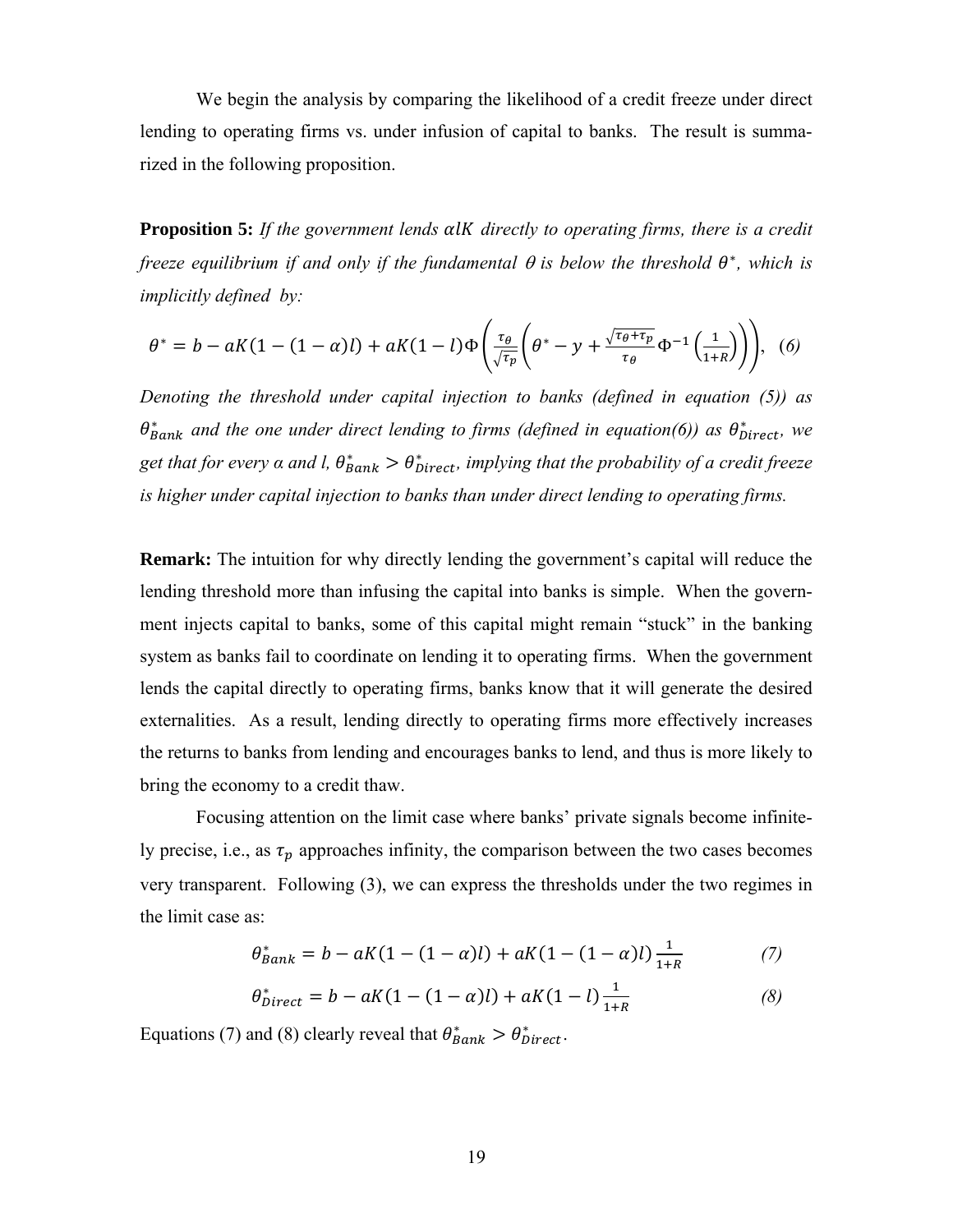We begin the analysis by comparing the likelihood of a credit freeze under direct lending to operating firms vs. under infusion of capital to banks. The result is summarized in the following proposition.

**Proposition 5:** *If the government lends $\alpha lK$ directly to operating firms, there is a credit freeze equilibrium if and only if the fundamental $\theta$ is below the threshold $\theta^*$, which is implicitly defined by:*

$$\theta^* = b - aK(1-(1-\alpha)l) + aK(1-l)\Phi\left(\frac{\tau_\theta}{\sqrt{\tau_p}}\left(\theta^* - y + \frac{\sqrt{\tau_\theta+\tau_p}}{\tau_\theta}\Phi^{-1}\left(\frac{1}{1+R}\right)\right)\right), \quad (6)$$

*Denoting the threshold under capital injection to banks (defined in equation (5)) as $\theta^*_{Bank}$ and the one under direct lending to firms (defined in equation(6)) as $\theta^*_{Direct}$, we get that for every α and l, $\theta^*_{Bank} > \theta^*_{Direct}$, implying that the probability of a credit freeze is higher under capital injection to banks than under direct lending to operating firms.*

**Remark:** The intuition for why directly lending the government's capital will reduce the lending threshold more than infusing the capital into banks is simple. When the government injects capital to banks, some of this capital might remain "stuck" in the banking system as banks fail to coordinate on lending it to operating firms. When the government lends the capital directly to operating firms, banks know that it will generate the desired externalities. As a result, lending directly to operating firms more effectively increases the returns to banks from lending and encourages banks to lend, and thus is more likely to bring the economy to a credit thaw.

Focusing attention on the limit case where banks' private signals become infinitely precise, i.e., as $\tau_p$ approaches infinity, the comparison between the two cases becomes very transparent. Following (3), we can express the thresholds under the two regimes in the limit case as:

$$\theta^*_{Bank} = b - aK(1-(1-\alpha)l) + aK(1-(1-\alpha)l)\frac{1}{1+R} \quad (7)$$

$$\theta^*_{Direct} = b - aK(1-(1-\alpha)l) + aK(1-l)\frac{1}{1+R} \quad (8)$$

Equations (7) and (8) clearly reveal that $\theta^*_{Bank} > \theta^*_{Direct}$.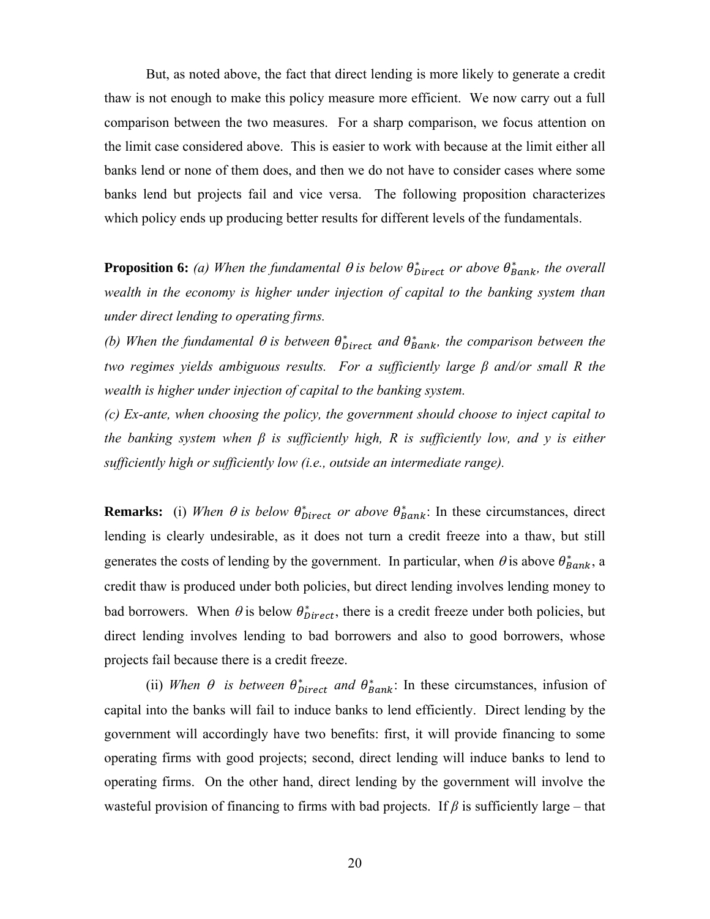But, as noted above, the fact that direct lending is more likely to generate a credit thaw is not enough to make this policy measure more efficient. We now carry out a full comparison between the two measures. For a sharp comparison, we focus attention on the limit case considered above. This is easier to work with because at the limit either all banks lend or none of them does, and then we do not have to consider cases where some banks lend but projects fail and vice versa. The following proposition characterizes which policy ends up producing better results for different levels of the fundamentals.

**Proposition 6:** *(a) When the fundamental $\theta$ is below $\theta^*_{Direct}$ or above $\theta^*_{Bank}$, the overall wealth in the economy is higher under injection of capital to the banking system than under direct lending to operating firms.*

*(b) When the fundamental $\theta$ is between $\theta^*_{Direct}$ and $\theta^*_{Bank}$, the comparison between the two regimes yields ambiguous results. For a sufficiently large $\beta$ and/or small R the wealth is higher under injection of capital to the banking system.*

*(c) Ex-ante, when choosing the policy, the government should choose to inject capital to the banking system when $\beta$ is sufficiently high, R is sufficiently low, and y is either sufficiently high or sufficiently low (i.e., outside an intermediate range).*

**Remarks:** (i) *When $\theta$ is below $\theta^*_{Direct}$ or above $\theta^*_{Bank}$*: In these circumstances, direct lending is clearly undesirable, as it does not turn a credit freeze into a thaw, but still generates the costs of lending by the government. In particular, when $\theta$ is above $\theta^*_{Bank}$, a credit thaw is produced under both policies, but direct lending involves lending money to bad borrowers. When $\theta$ is below $\theta^*_{Direct}$, there is a credit freeze under both policies, but direct lending involves lending to bad borrowers and also to good borrowers, whose projects fail because there is a credit freeze.

(ii) *When $\theta$ is between $\theta^*_{Direct}$ and $\theta^*_{Bank}$*: In these circumstances, infusion of capital into the banks will fail to induce banks to lend efficiently. Direct lending by the government will accordingly have two benefits: first, it will provide financing to some operating firms with good projects; second, direct lending will induce banks to lend to operating firms. On the other hand, direct lending by the government will involve the wasteful provision of financing to firms with bad projects. If $\beta$ is sufficiently large – that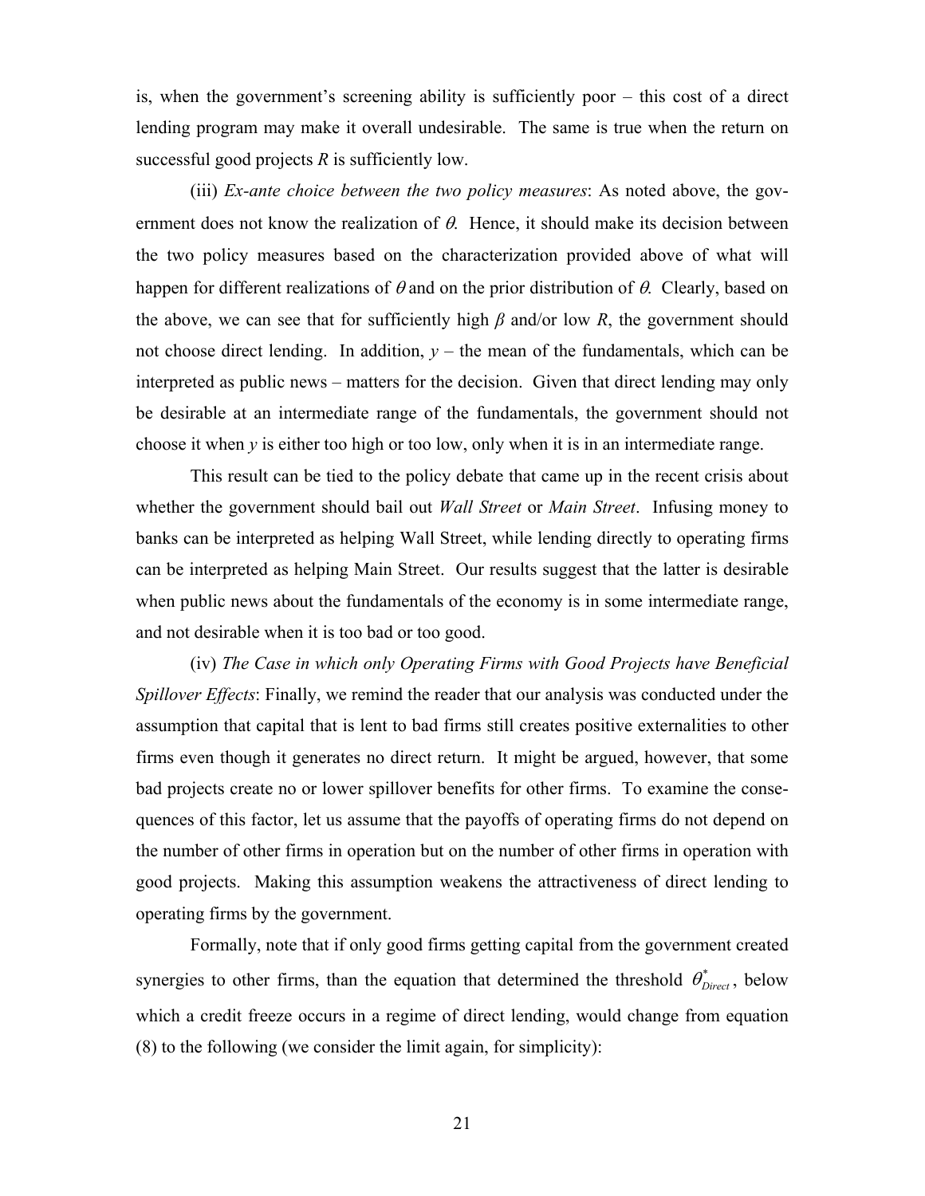is, when the government's screening ability is sufficiently poor – this cost of a direct lending program may make it overall undesirable. The same is true when the return on successful good projects $R$ is sufficiently low.

(iii) *Ex-ante choice between the two policy measures*: As noted above, the government does not know the realization of $\theta$. Hence, it should make its decision between the two policy measures based on the characterization provided above of what will happen for different realizations of $\theta$ and on the prior distribution of $\theta$. Clearly, based on the above, we can see that for sufficiently high $\beta$ and/or low $R$, the government should not choose direct lending. In addition, $y$ – the mean of the fundamentals, which can be interpreted as public news – matters for the decision. Given that direct lending may only be desirable at an intermediate range of the fundamentals, the government should not choose it when $y$ is either too high or too low, only when it is in an intermediate range.

This result can be tied to the policy debate that came up in the recent crisis about whether the government should bail out *Wall Street* or *Main Street*. Infusing money to banks can be interpreted as helping Wall Street, while lending directly to operating firms can be interpreted as helping Main Street. Our results suggest that the latter is desirable when public news about the fundamentals of the economy is in some intermediate range, and not desirable when it is too bad or too good.

(iv) *The Case in which only Operating Firms with Good Projects have Beneficial Spillover Effects*: Finally, we remind the reader that our analysis was conducted under the assumption that capital that is lent to bad firms still creates positive externalities to other firms even though it generates no direct return. It might be argued, however, that some bad projects create no or lower spillover benefits for other firms. To examine the consequences of this factor, let us assume that the payoffs of operating firms do not depend on the number of other firms in operation but on the number of other firms in operation with good projects. Making this assumption weakens the attractiveness of direct lending to operating firms by the government.

Formally, note that if only good firms getting capital from the government created synergies to other firms, than the equation that determined the threshold $\theta^*_{Direct}$, below which a credit freeze occurs in a regime of direct lending, would change from equation (8) to the following (we consider the limit again, for simplicity):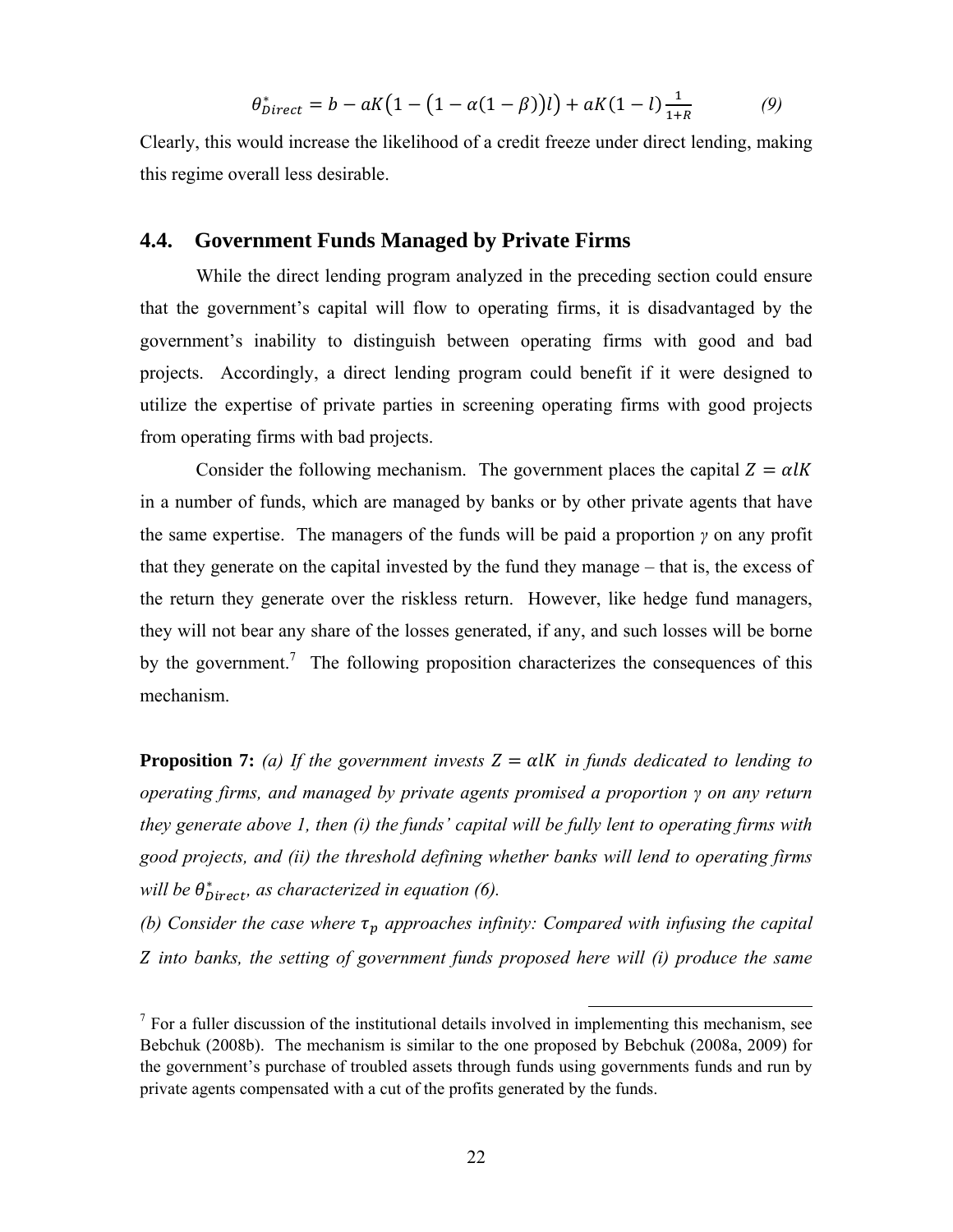$$\theta^*_{Direct} = b - aK\left(1 - \left(1 - \alpha(1 - \beta)\right)l\right) + \alpha K(1 - l)\frac{1}{1+R} \qquad (9)$$

Clearly, this would increase the likelihood of a credit freeze under direct lending, making this regime overall less desirable.

## 4.4. Government Funds Managed by Private Firms

While the direct lending program analyzed in the preceding section could ensure that the government's capital will flow to operating firms, it is disadvantaged by the government's inability to distinguish between operating firms with good and bad projects. Accordingly, a direct lending program could benefit if it were designed to utilize the expertise of private parties in screening operating firms with good projects from operating firms with bad projects.

Consider the following mechanism. The government places the capital $Z = \alpha lK$ in a number of funds, which are managed by banks or by other private agents that have the same expertise. The managers of the funds will be paid a proportion $\gamma$ on any profit that they generate on the capital invested by the fund they manage – that is, the excess of the return they generate over the riskless return. However, like hedge fund managers, they will not bear any share of the losses generated, if any, and such losses will be borne by the government.[7] The following proposition characterizes the consequences of this mechanism.

**Proposition 7:** *(a) If the government invests $Z = \alpha lK$ in funds dedicated to lending to operating firms, and managed by private agents promised a proportion $\gamma$ on any return they generate above 1, then (i) the funds' capital will be fully lent to operating firms with good projects, and (ii) the threshold defining whether banks will lend to operating firms will be $\theta^*_{Direct}$, as characterized in equation (6).*

*(b) Consider the case where $\tau_p$ approaches infinity: Compared with infusing the capital $Z$ into banks, the setting of government funds proposed here will (i) produce the same*

[7] For a fuller discussion of the institutional details involved in implementing this mechanism, see Bebchuk (2008b). The mechanism is similar to the one proposed by Bebchuk (2008a, 2009) for the government's purchase of troubled assets through funds using governments funds and run by private agents compensated with a cut of the profits generated by the funds.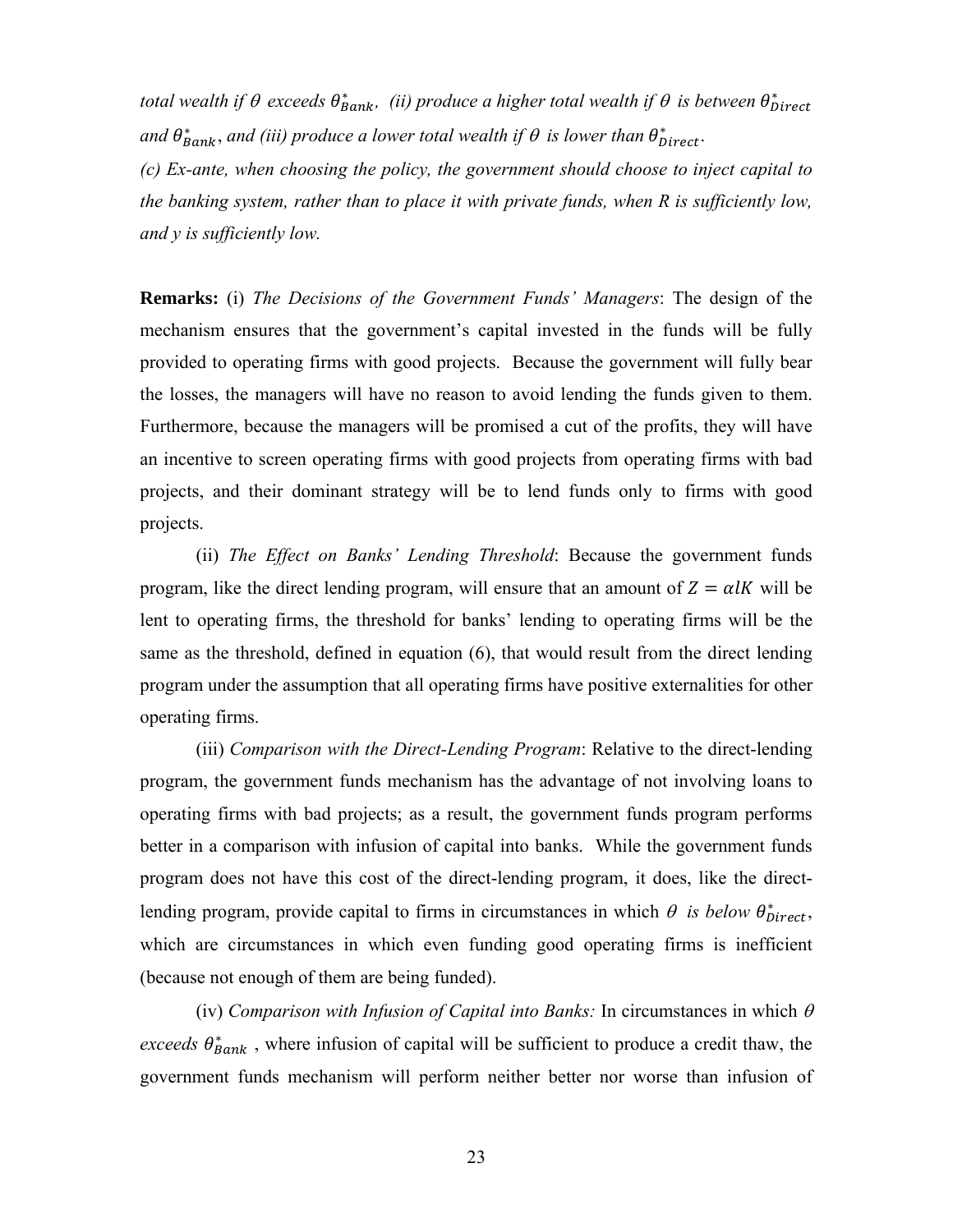*total wealth if $\theta$ exceeds $\theta^*_{Bank}$, (ii) produce a higher total wealth if $\theta$ is between $\theta^*_{Direct}$ and $\theta^*_{Bank}$, and (iii) produce a lower total wealth if $\theta$ is lower than $\theta^*_{Direct}$.*

*(c) Ex-ante, when choosing the policy, the government should choose to inject capital to the banking system, rather than to place it with private funds, when R is sufficiently low, and y is sufficiently low.*

**Remarks:** (i) *The Decisions of the Government Funds' Managers*: The design of the mechanism ensures that the government's capital invested in the funds will be fully provided to operating firms with good projects. Because the government will fully bear the losses, the managers will have no reason to avoid lending the funds given to them. Furthermore, because the managers will be promised a cut of the profits, they will have an incentive to screen operating firms with good projects from operating firms with bad projects, and their dominant strategy will be to lend funds only to firms with good projects.

(ii) *The Effect on Banks' Lending Threshold*: Because the government funds program, like the direct lending program, will ensure that an amount of $Z = \alpha lK$ will be lent to operating firms, the threshold for banks' lending to operating firms will be the same as the threshold, defined in equation (6), that would result from the direct lending program under the assumption that all operating firms have positive externalities for other operating firms.

(iii) *Comparison with the Direct-Lending Program*: Relative to the direct-lending program, the government funds mechanism has the advantage of not involving loans to operating firms with bad projects; as a result, the government funds program performs better in a comparison with infusion of capital into banks. While the government funds program does not have this cost of the direct-lending program, it does, like the direct-lending program, provide capital to firms in circumstances in which $\theta$ *is below* $\theta^*_{Direct}$, which are circumstances in which even funding good operating firms is inefficient (because not enough of them are being funded).

(iv) *Comparison with Infusion of Capital into Banks:* In circumstances in which $\theta$ *exceeds* $\theta^*_{Bank}$ , where infusion of capital will be sufficient to produce a credit thaw, the government funds mechanism will perform neither better nor worse than infusion of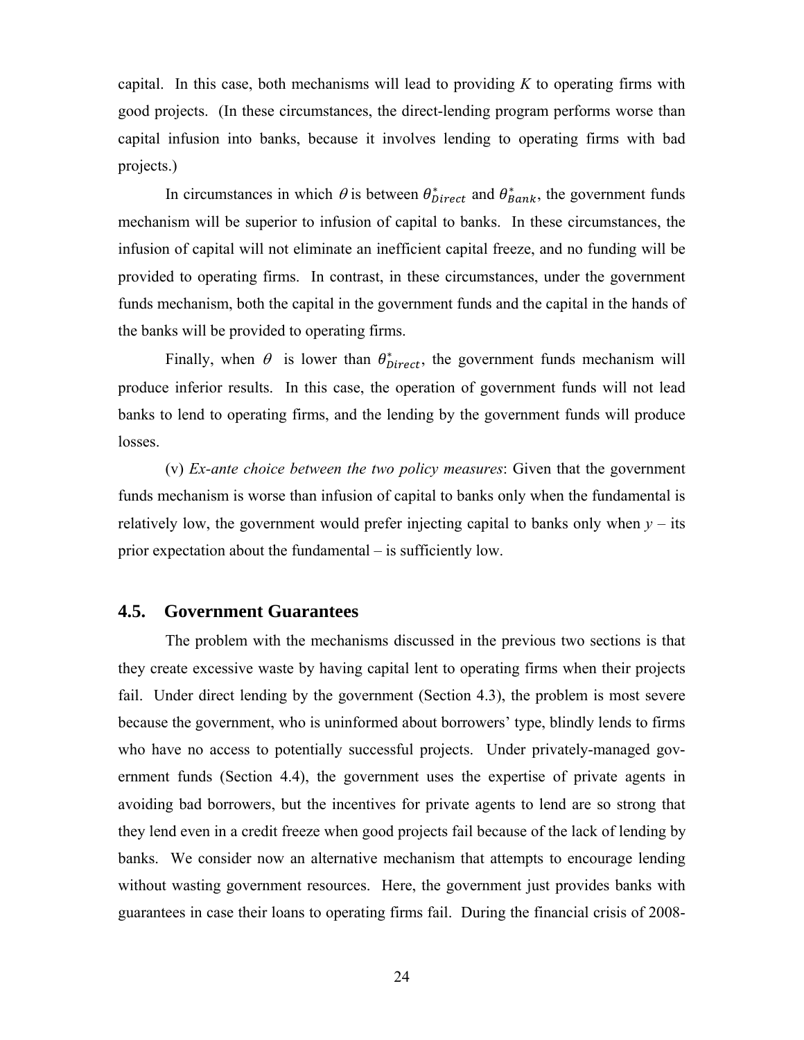capital. In this case, both mechanisms will lead to providing $K$ to operating firms with good projects. (In these circumstances, the direct-lending program performs worse than capital infusion into banks, because it involves lending to operating firms with bad projects.)

In circumstances in which $\theta$ is between $\theta^*_{Direct}$ and $\theta^*_{Bank}$, the government funds mechanism will be superior to infusion of capital to banks. In these circumstances, the infusion of capital will not eliminate an inefficient capital freeze, and no funding will be provided to operating firms. In contrast, in these circumstances, under the government funds mechanism, both the capital in the government funds and the capital in the hands of the banks will be provided to operating firms.

Finally, when $\theta$ is lower than $\theta^*_{Direct}$, the government funds mechanism will produce inferior results. In this case, the operation of government funds will not lead banks to lend to operating firms, and the lending by the government funds will produce losses.

(v) *Ex-ante choice between the two policy measures*: Given that the government funds mechanism is worse than infusion of capital to banks only when the fundamental is relatively low, the government would prefer injecting capital to banks only when $y$ – its prior expectation about the fundamental – is sufficiently low.

## 4.5. Government Guarantees

The problem with the mechanisms discussed in the previous two sections is that they create excessive waste by having capital lent to operating firms when their projects fail. Under direct lending by the government (Section 4.3), the problem is most severe because the government, who is uninformed about borrowers' type, blindly lends to firms who have no access to potentially successful projects. Under privately-managed government funds (Section 4.4), the government uses the expertise of private agents in avoiding bad borrowers, but the incentives for private agents to lend are so strong that they lend even in a credit freeze when good projects fail because of the lack of lending by banks. We consider now an alternative mechanism that attempts to encourage lending without wasting government resources. Here, the government just provides banks with guarantees in case their loans to operating firms fail. During the financial crisis of 2008-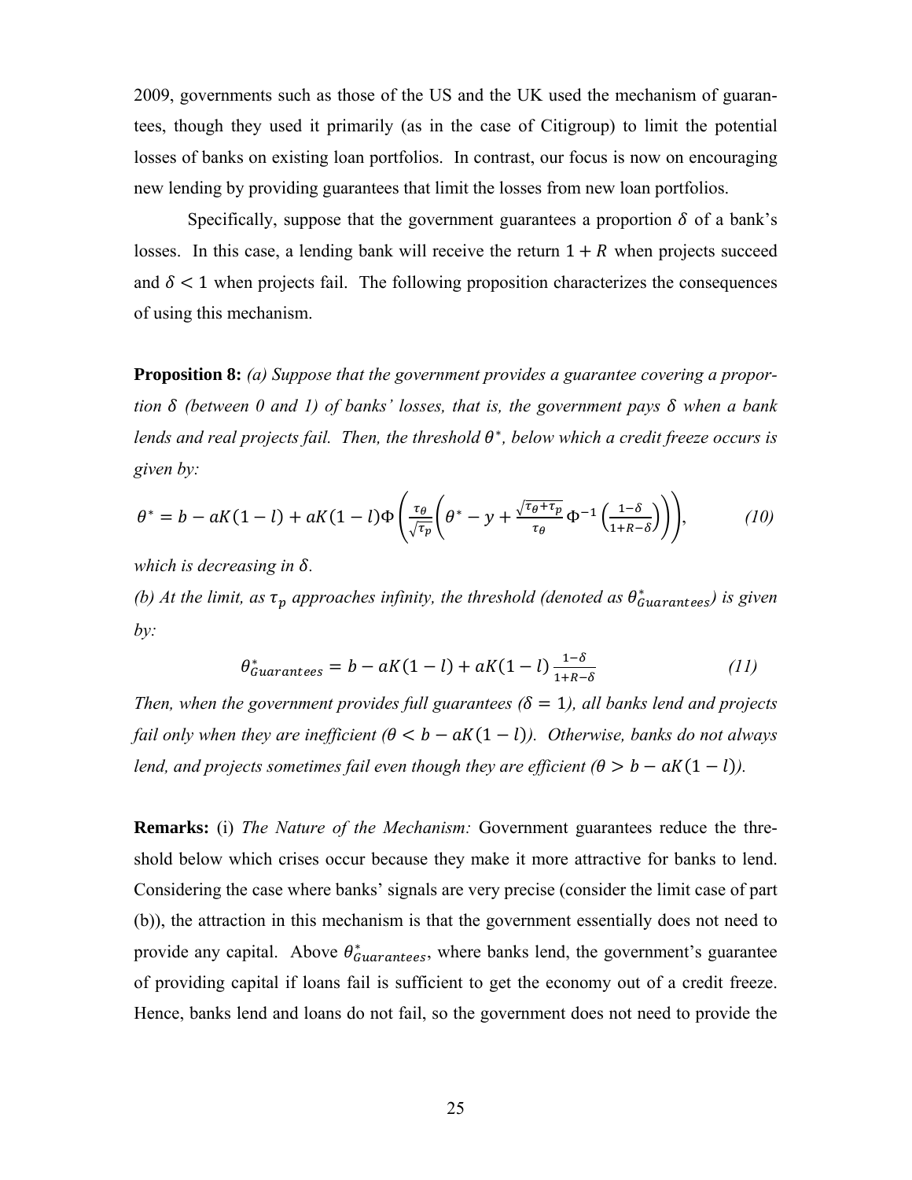2009, governments such as those of the US and the UK used the mechanism of guarantees, though they used it primarily (as in the case of Citigroup) to limit the potential losses of banks on existing loan portfolios. In contrast, our focus is now on encouraging new lending by providing guarantees that limit the losses from new loan portfolios.

Specifically, suppose that the government guarantees a proportion $\delta$ of a bank's losses. In this case, a lending bank will receive the return $1 + R$ when projects succeed and $\delta < 1$ when projects fail. The following proposition characterizes the consequences of using this mechanism.

**Proposition 8:** *(a) Suppose that the government provides a guarantee covering a proportion $\delta$ (between 0 and 1) of banks' losses, that is, the government pays $\delta$ when a bank lends and real projects fail. Then, the threshold $\theta^*$, below which a credit freeze occurs is given by:*

$$\theta^* = b - aK(1-l) + aK(1-l)\Phi\left(\frac{\tau_\theta}{\sqrt{\tau_p}}\left(\theta^* - y + \frac{\sqrt{\tau_\theta + \tau_p}}{\tau_\theta}\Phi^{-1}\left(\frac{1-\delta}{1+R-\delta}\right)\right)\right), \qquad (10)$$

*which is decreasing in $\delta$.*

*(b) At the limit, as $\tau_p$ approaches infinity, the threshold (denoted as $\theta^*_{Guarantees}$) is given by:*

$$\theta^*_{Guarantees} = b - aK(1-l) + aK(1-l)\frac{1-\delta}{1+R-\delta} \qquad (11)$$

*Then, when the government provides full guarantees ($\delta = 1$), all banks lend and projects fail only when they are inefficient ($\theta < b - aK(1-l)$). Otherwise, banks do not always lend, and projects sometimes fail even though they are efficient ($\theta > b - aK(1-l)$).*

**Remarks:** (i) *The Nature of the Mechanism:* Government guarantees reduce the threshold below which crises occur because they make it more attractive for banks to lend. Considering the case where banks' signals are very precise (consider the limit case of part (b)), the attraction in this mechanism is that the government essentially does not need to provide any capital. Above $\theta^*_{Guarantees}$, where banks lend, the government's guarantee of providing capital if loans fail is sufficient to get the economy out of a credit freeze. Hence, banks lend and loans do not fail, so the government does not need to provide the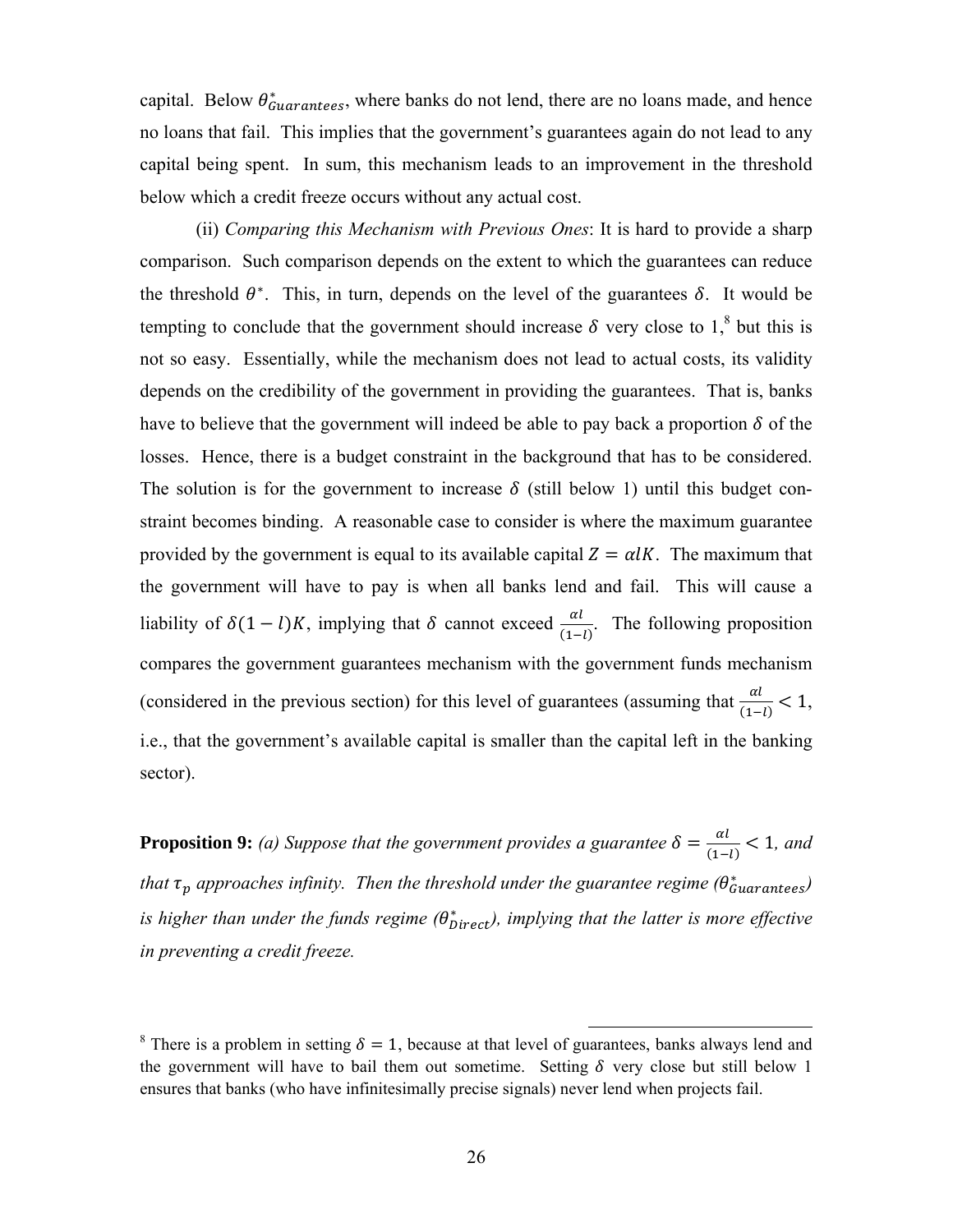capital. Below $\theta^*_{Guarantees}$, where banks do not lend, there are no loans made, and hence no loans that fail. This implies that the government's guarantees again do not lead to any capital being spent. In sum, this mechanism leads to an improvement in the threshold below which a credit freeze occurs without any actual cost.

(ii) *Comparing this Mechanism with Previous Ones*: It is hard to provide a sharp comparison. Such comparison depends on the extent to which the guarantees can reduce the threshold $\theta^*$. This, in turn, depends on the level of the guarantees $\delta$. It would be tempting to conclude that the government should increase $\delta$ very close to 1,[8] but this is not so easy. Essentially, while the mechanism does not lead to actual costs, its validity depends on the credibility of the government in providing the guarantees. That is, banks have to believe that the government will indeed be able to pay back a proportion $\delta$ of the losses. Hence, there is a budget constraint in the background that has to be considered. The solution is for the government to increase $\delta$ (still below 1) until this budget constraint becomes binding. A reasonable case to consider is where the maximum guarantee provided by the government is equal to its available capital $Z = \alpha l K$. The maximum that the government will have to pay is when all banks lend and fail. This will cause a liability of $\delta(1-l)K$, implying that $\delta$ cannot exceed $\frac{\alpha l}{(1-l)}$. The following proposition compares the government guarantees mechanism with the government funds mechanism (considered in the previous section) for this level of guarantees (assuming that $\frac{\alpha l}{(1-l)} < 1$, i.e., that the government's available capital is smaller than the capital left in the banking sector).

**Proposition 9:** *(a) Suppose that the government provides a guarantee $\delta = \frac{\alpha l}{(1-l)} < 1$, and that $\tau_p$ approaches infinity. Then the threshold under the guarantee regime ($\theta^*_{Guarantees}$) is higher than under the funds regime ($\theta^*_{Direct}$), implying that the latter is more effective in preventing a credit freeze.*

[8] There is a problem in setting $\delta = 1$, because at that level of guarantees, banks always lend and the government will have to bail them out sometime. Setting $\delta$ very close but still below 1 ensures that banks (who have infinitesimally precise signals) never lend when projects fail.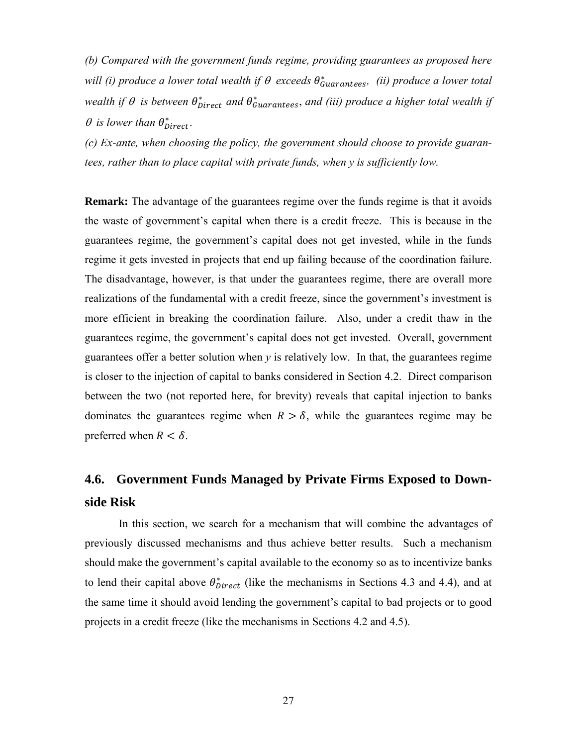*(b) Compared with the government funds regime, providing guarantees as proposed here will (i) produce a lower total wealth if $\theta$ exceeds $\theta^*_{Guarantees}$, (ii) produce a lower total wealth if $\theta$ is between $\theta^*_{Direct}$ and $\theta^*_{Guarantees}$, and (iii) produce a higher total wealth if $\theta$ is lower than $\theta^*_{Direct}$.*

*(c) Ex-ante, when choosing the policy, the government should choose to provide guarantees, rather than to place capital with private funds, when y is sufficiently low.*

**Remark:** The advantage of the guarantees regime over the funds regime is that it avoids the waste of government's capital when there is a credit freeze. This is because in the guarantees regime, the government's capital does not get invested, while in the funds regime it gets invested in projects that end up failing because of the coordination failure. The disadvantage, however, is that under the guarantees regime, there are overall more realizations of the fundamental with a credit freeze, since the government's investment is more efficient in breaking the coordination failure. Also, under a credit thaw in the guarantees regime, the government's capital does not get invested. Overall, government guarantees offer a better solution when *y* is relatively low. In that, the guarantees regime is closer to the injection of capital to banks considered in Section 4.2. Direct comparison between the two (not reported here, for brevity) reveals that capital injection to banks dominates the guarantees regime when $R > \delta$, while the guarantees regime may be preferred when $R < \delta$.

## 4.6. Government Funds Managed by Private Firms Exposed to Downside Risk

In this section, we search for a mechanism that will combine the advantages of previously discussed mechanisms and thus achieve better results. Such a mechanism should make the government's capital available to the economy so as to incentivize banks to lend their capital above $\theta^*_{Direct}$ (like the mechanisms in Sections 4.3 and 4.4), and at the same time it should avoid lending the government's capital to bad projects or to good projects in a credit freeze (like the mechanisms in Sections 4.2 and 4.5).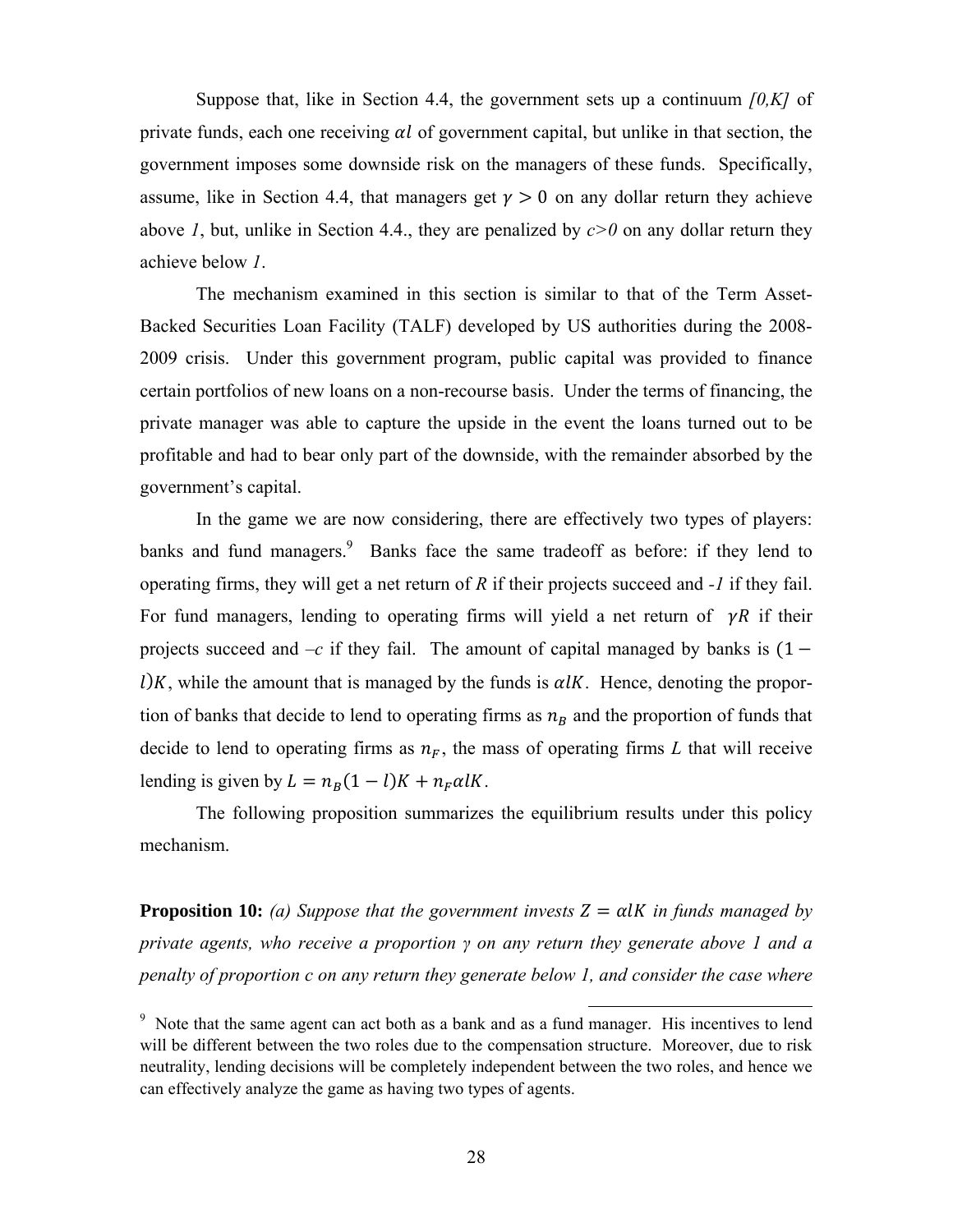Suppose that, like in Section 4.4, the government sets up a continuum *[0,K]* of private funds, each one receiving $\alpha l$ of government capital, but unlike in that section, the government imposes some downside risk on the managers of these funds. Specifically, assume, like in Section 4.4, that managers get $\gamma > 0$ on any dollar return they achieve above *1*, but, unlike in Section 4.4., they are penalized by $c>0$ on any dollar return they achieve below *1*.

The mechanism examined in this section is similar to that of the Term Asset-Backed Securities Loan Facility (TALF) developed by US authorities during the 2008-2009 crisis. Under this government program, public capital was provided to finance certain portfolios of new loans on a non-recourse basis. Under the terms of financing, the private manager was able to capture the upside in the event the loans turned out to be profitable and had to bear only part of the downside, with the remainder absorbed by the government's capital.

In the game we are now considering, there are effectively two types of players: banks and fund managers.[9] Banks face the same tradeoff as before: if they lend to operating firms, they will get a net return of $R$ if their projects succeed and $-1$ if they fail. For fund managers, lending to operating firms will yield a net return of $\gamma R$ if their projects succeed and $-c$ if they fail. The amount of capital managed by banks is $(1-l)K$, while the amount that is managed by the funds is $\alpha l K$. Hence, denoting the proportion of banks that decide to lend to operating firms as $n_B$ and the proportion of funds that decide to lend to operating firms as $n_F$, the mass of operating firms $L$ that will receive lending is given by $L = n_B(1-l)K + n_F \alpha l K$.

The following proposition summarizes the equilibrium results under this policy mechanism.

**Proposition 10:** *(a) Suppose that the government invests $Z = \alpha l K$ in funds managed by private agents, who receive a proportion $\gamma$ on any return they generate above 1 and a penalty of proportion c on any return they generate below 1, and consider the case where*

[9] Note that the same agent can act both as a bank and as a fund manager. His incentives to lend will be different between the two roles due to the compensation structure. Moreover, due to risk neutrality, lending decisions will be completely independent between the two roles, and hence we can effectively analyze the game as having two types of agents.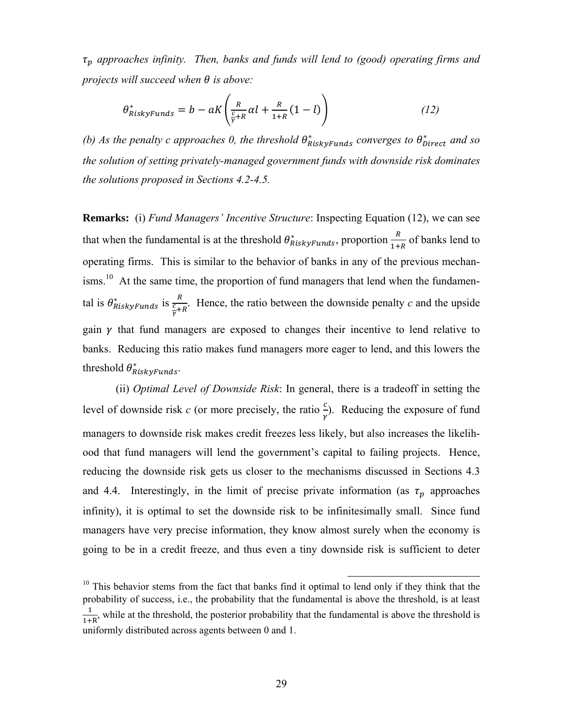*$\tau_p$ approaches infinity. Then, banks and funds will lend to (good) operating firms and projects will succeed when $\theta$ is above:*

$$\theta^*_{RiskyFunds} = b - \alpha K\left(\frac{R}{\frac{c}{\gamma}+R}\alpha l + \frac{R}{1+R}(1-l)\right) \tag{12}$$

*(b) As the penalty c approaches 0, the threshold $\theta^*_{RiskyFunds}$ converges to $\theta^*_{Direct}$ and so the solution of setting privately-managed government funds with downside risk dominates the solutions proposed in Sections 4.2-4.5.*

**Remarks:** (i) *Fund Managers' Incentive Structure*: Inspecting Equation (12), we can see that when the fundamental is at the threshold $\theta^*_{RiskyFunds}$, proportion $\frac{R}{1+R}$ of banks lend to operating firms. This is similar to the behavior of banks in any of the previous mechanisms.[10] At the same time, the proportion of fund managers that lend when the fundamental is $\theta^*_{RiskyFunds}$ is $\frac{R}{\frac{c}{\gamma}+R}$. Hence, the ratio between the downside penalty *c* and the upside gain $\gamma$ that fund managers are exposed to changes their incentive to lend relative to banks. Reducing this ratio makes fund managers more eager to lend, and this lowers the threshold $\theta^*_{RiskyFunds}$.

(ii) *Optimal Level of Downside Risk*: In general, there is a tradeoff in setting the level of downside risk *c* (or more precisely, the ratio $\frac{c}{\gamma}$). Reducing the exposure of fund managers to downside risk makes credit freezes less likely, but also increases the likelihood that fund managers will lend the government's capital to failing projects. Hence, reducing the downside risk gets us closer to the mechanisms discussed in Sections 4.3 and 4.4. Interestingly, in the limit of precise private information (as $\tau_p$ approaches infinity), it is optimal to set the downside risk to be infinitesimally small. Since fund managers have very precise information, they know almost surely when the economy is going to be in a credit freeze, and thus even a tiny downside risk is sufficient to deter

[10] This behavior stems from the fact that banks find it optimal to lend only if they think that the probability of success, i.e., the probability that the fundamental is above the threshold, is at least $\frac{1}{1+R}$, while at the threshold, the posterior probability that the fundamental is above the threshold is uniformly distributed across agents between 0 and 1.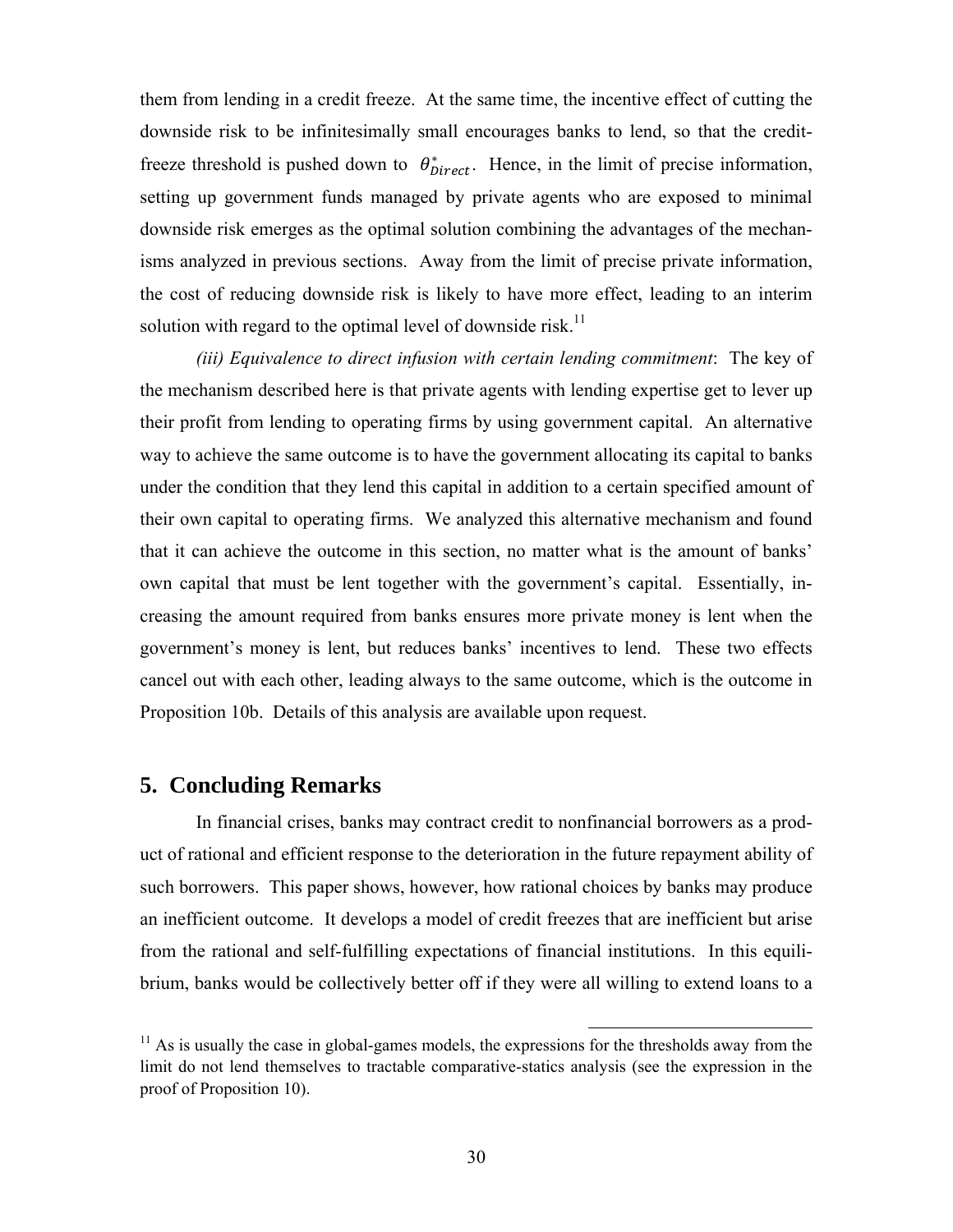them from lending in a credit freeze. At the same time, the incentive effect of cutting the downside risk to be infinitesimally small encourages banks to lend, so that the credit-freeze threshold is pushed down to $\theta^*_{Direct}$. Hence, in the limit of precise information, setting up government funds managed by private agents who are exposed to minimal downside risk emerges as the optimal solution combining the advantages of the mechanisms analyzed in previous sections. Away from the limit of precise private information, the cost of reducing downside risk is likely to have more effect, leading to an interim solution with regard to the optimal level of downside risk.[11]

*(iii) Equivalence to direct infusion with certain lending commitment*: The key of the mechanism described here is that private agents with lending expertise get to lever up their profit from lending to operating firms by using government capital. An alternative way to achieve the same outcome is to have the government allocating its capital to banks under the condition that they lend this capital in addition to a certain specified amount of their own capital to operating firms. We analyzed this alternative mechanism and found that it can achieve the outcome in this section, no matter what is the amount of banks' own capital that must be lent together with the government's capital. Essentially, increasing the amount required from banks ensures more private money is lent when the government's money is lent, but reduces banks' incentives to lend. These two effects cancel out with each other, leading always to the same outcome, which is the outcome in Proposition 10b. Details of this analysis are available upon request.

## 5. Concluding Remarks

In financial crises, banks may contract credit to nonfinancial borrowers as a product of rational and efficient response to the deterioration in the future repayment ability of such borrowers. This paper shows, however, how rational choices by banks may produce an inefficient outcome. It develops a model of credit freezes that are inefficient but arise from the rational and self-fulfilling expectations of financial institutions. In this equilibrium, banks would be collectively better off if they were all willing to extend loans to a

[11] As is usually the case in global-games models, the expressions for the thresholds away from the limit do not lend themselves to tractable comparative-statics analysis (see the expression in the proof of Proposition 10).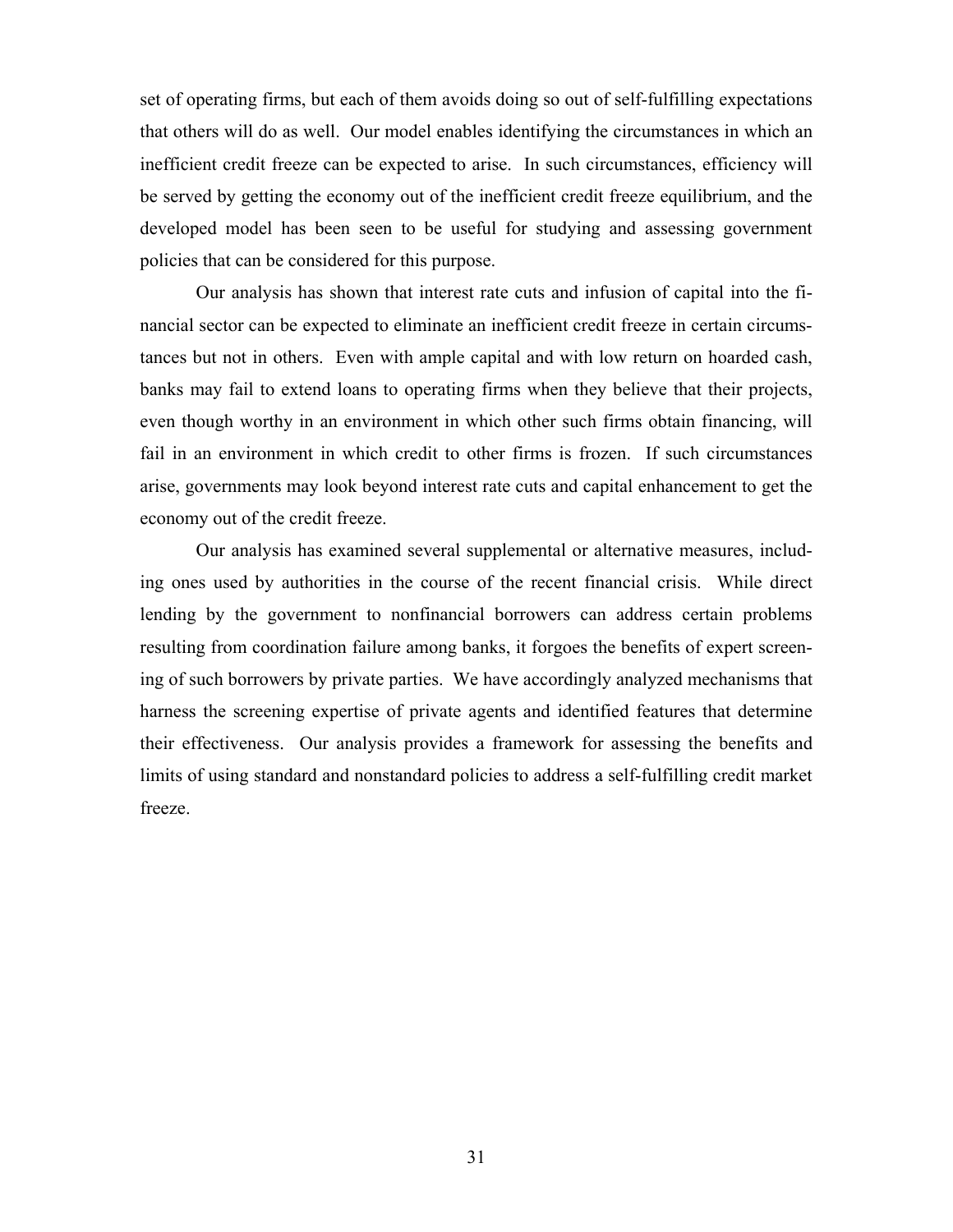set of operating firms, but each of them avoids doing so out of self-fulfilling expectations that others will do as well. Our model enables identifying the circumstances in which an inefficient credit freeze can be expected to arise. In such circumstances, efficiency will be served by getting the economy out of the inefficient credit freeze equilibrium, and the developed model has been seen to be useful for studying and assessing government policies that can be considered for this purpose.

Our analysis has shown that interest rate cuts and infusion of capital into the financial sector can be expected to eliminate an inefficient credit freeze in certain circumstances but not in others. Even with ample capital and with low return on hoarded cash, banks may fail to extend loans to operating firms when they believe that their projects, even though worthy in an environment in which other such firms obtain financing, will fail in an environment in which credit to other firms is frozen. If such circumstances arise, governments may look beyond interest rate cuts and capital enhancement to get the economy out of the credit freeze.

Our analysis has examined several supplemental or alternative measures, including ones used by authorities in the course of the recent financial crisis. While direct lending by the government to nonfinancial borrowers can address certain problems resulting from coordination failure among banks, it forgoes the benefits of expert screening of such borrowers by private parties. We have accordingly analyzed mechanisms that harness the screening expertise of private agents and identified features that determine their effectiveness. Our analysis provides a framework for assessing the benefits and limits of using standard and nonstandard policies to address a self-fulfilling credit market freeze.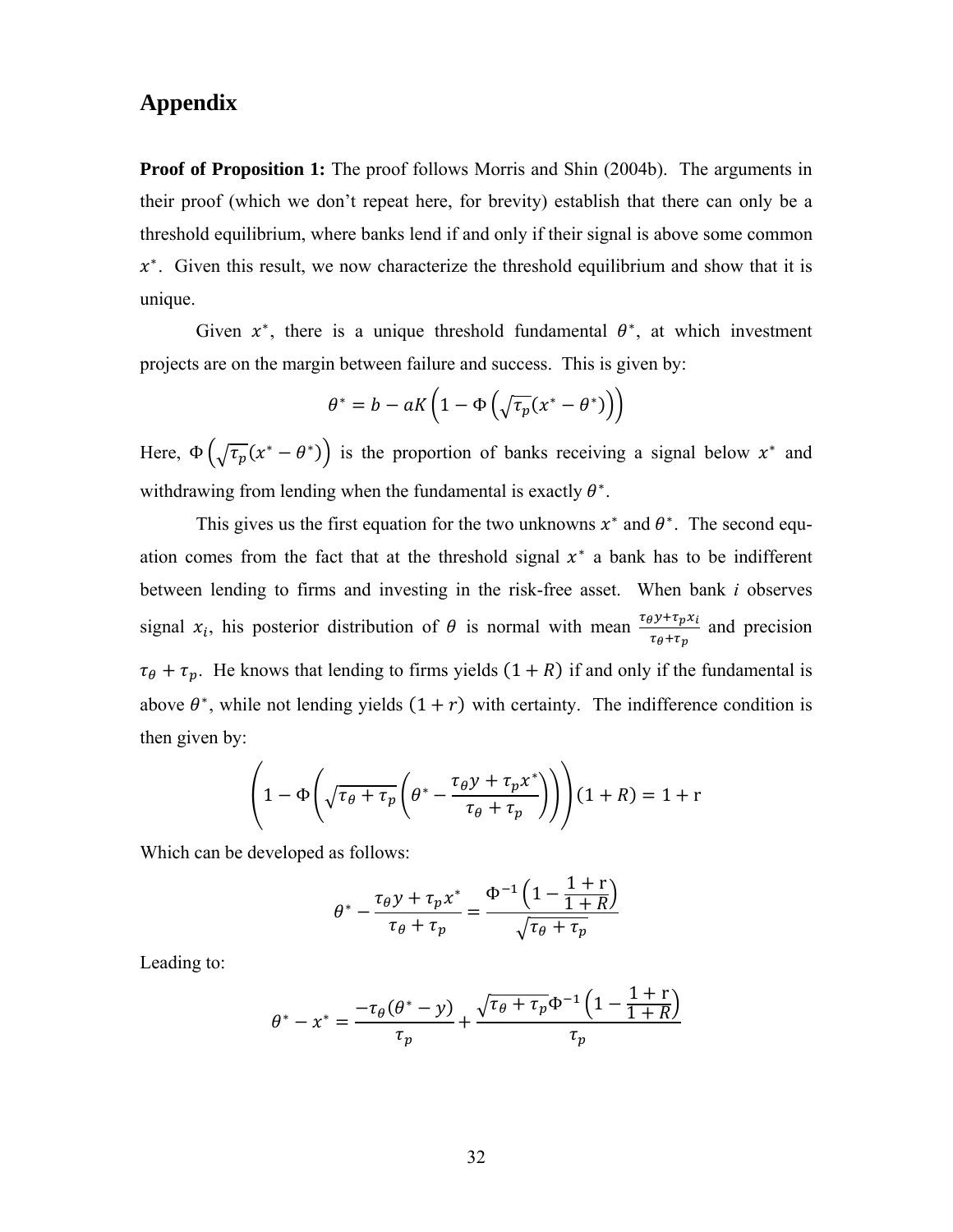## Appendix

**Proof of Proposition 1:** The proof follows Morris and Shin (2004b). The arguments in their proof (which we don't repeat here, for brevity) establish that there can only be a threshold equilibrium, where banks lend if and only if their signal is above some common $x^*$. Given this result, we now characterize the threshold equilibrium and show that it is unique.

Given $x^*$, there is a unique threshold fundamental $\theta^*$, at which investment projects are on the margin between failure and success. This is given by:

$$\theta^* = b - aK\left(1 - \Phi\left(\sqrt{\tau_p}(x^* - \theta^*)\right)\right)$$

Here, $\Phi\left(\sqrt{\tau_p}(x^* - \theta^*)\right)$ is the proportion of banks receiving a signal below $x^*$ and withdrawing from lending when the fundamental is exactly $\theta^*$.

This gives us the first equation for the two unknowns $x^*$ and $\theta^*$. The second equation comes from the fact that at the threshold signal $x^*$ a bank has to be indifferent between lending to firms and investing in the risk-free asset. When bank *i* observes signal $x_i$, his posterior distribution of $\theta$ is normal with mean $\frac{\tau_\theta y + \tau_p x_i}{\tau_\theta + \tau_p}$ and precision $\tau_\theta + \tau_p$. He knows that lending to firms yields $(1 + R)$ if and only if the fundamental is above $\theta^*$, while not lending yields $(1 + r)$ with certainty. The indifference condition is then given by:

$$\left(1 - \Phi\left(\sqrt{\tau_\theta + \tau_p}\left(\theta^* - \frac{\tau_\theta y + \tau_p x^*}{\tau_\theta + \tau_p}\right)\right)\right)(1 + R) = 1 + \mathrm{r}$$

Which can be developed as follows:

$$\theta^* - \frac{\tau_\theta y + \tau_p x^*}{\tau_\theta + \tau_p} = \frac{\Phi^{-1}\left(1 - \frac{1 + \mathrm{r}}{1 + R}\right)}{\sqrt{\tau_\theta + \tau_p}}$$

Leading to:

$$\theta^* - x^* = \frac{-\tau_\theta(\theta^* - y)}{\tau_p} + \frac{\sqrt{\tau_\theta + \tau_p}\Phi^{-1}\left(1 - \frac{1 + \mathrm{r}}{1 + R}\right)}{\tau_p}$$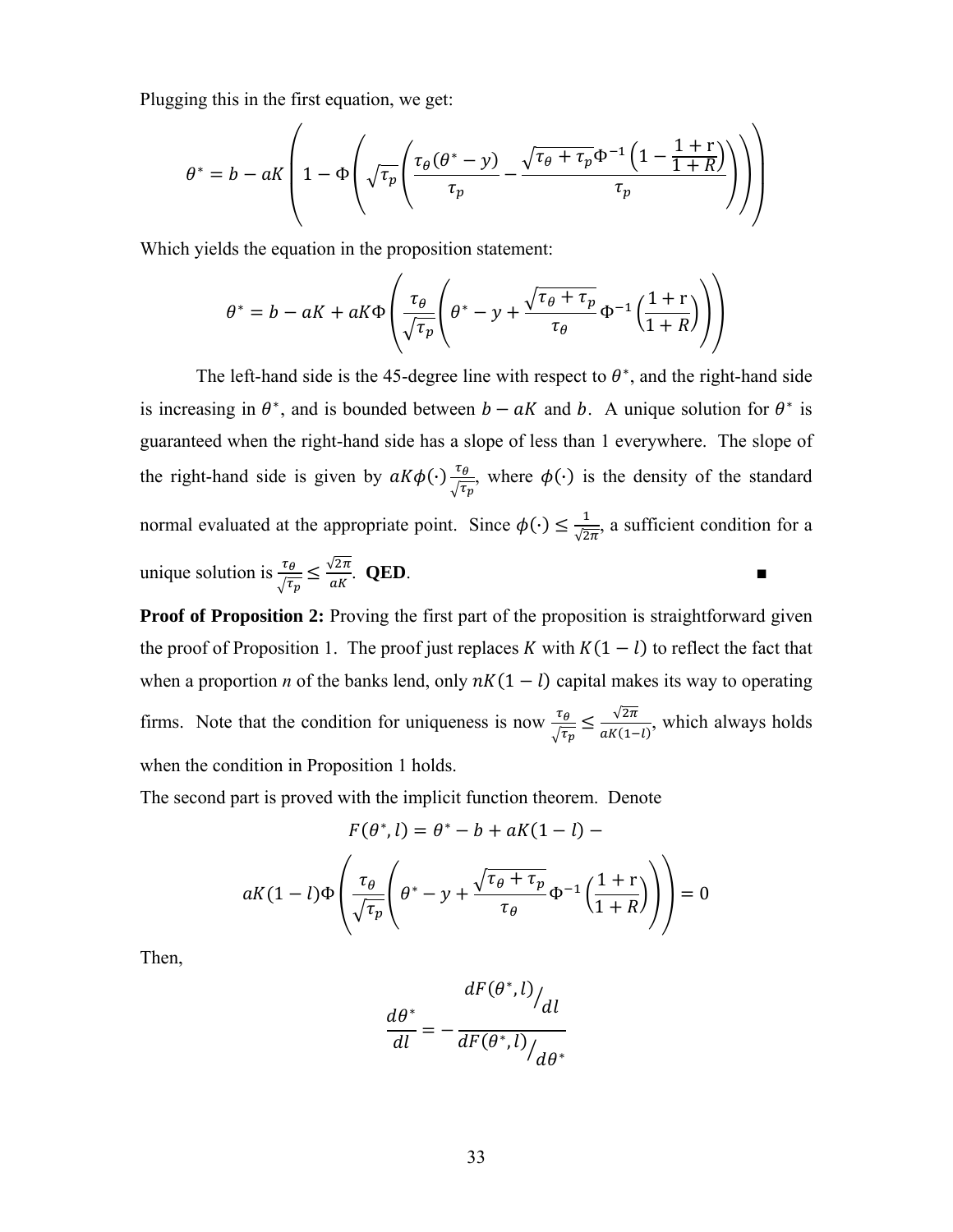Plugging this in the first equation, we get:

$$\theta^* = b - aK\left(1 - \Phi\left(\sqrt{\tau_p}\left(\frac{\tau_\theta(\theta^* - y)}{\tau_p} - \frac{\sqrt{\tau_\theta + \tau_p}\Phi^{-1}\left(1 - \frac{1+\mathrm{r}}{1+R}\right)}{\tau_p}\right)\right)\right)$$

Which yields the equation in the proposition statement:

$$\theta^* = b - aK + aK\Phi\left(\frac{\tau_\theta}{\sqrt{\tau_p}}\left(\theta^* - y + \frac{\sqrt{\tau_\theta + \tau_p}}{\tau_\theta}\Phi^{-1}\left(\frac{1+\mathrm{r}}{1+R}\right)\right)\right)$$

The left-hand side is the 45-degree line with respect to $\theta^*$, and the right-hand side is increasing in $\theta^*$, and is bounded between $b - aK$ and $b$. A unique solution for $\theta^*$ is guaranteed when the right-hand side has a slope of less than 1 everywhere. The slope of the right-hand side is given by $aK\phi(\cdot)\frac{\tau_\theta}{\sqrt{\tau_p}}$, where $\phi(\cdot)$ is the density of the standard normal evaluated at the appropriate point. Since $\phi(\cdot) \leq \frac{1}{\sqrt{2\pi}}$, a sufficient condition for a unique solution is $\frac{\tau_\theta}{\sqrt{\tau_p}} \leq \frac{\sqrt{2\pi}}{aK}$. **QED**. ■

**Proof of Proposition 2:** Proving the first part of the proposition is straightforward given the proof of Proposition 1. The proof just replaces $K$ with $K(1-l)$ to reflect the fact that when a proportion *n* of the banks lend, only $nK(1-l)$ capital makes its way to operating firms. Note that the condition for uniqueness is now $\frac{\tau_\theta}{\sqrt{\tau_p}} \leq \frac{\sqrt{2\pi}}{aK(1-l)}$, which always holds when the condition in Proposition 1 holds.

The second part is proved with the implicit function theorem. Denote

$$F(\theta^*, l) = \theta^* - b + aK(1-l) - aK(1-l)\Phi\left(\frac{\tau_\theta}{\sqrt{\tau_p}}\left(\theta^* - y + \frac{\sqrt{\tau_\theta + \tau_p}}{\tau_\theta}\Phi^{-1}\left(\frac{1+\mathrm{r}}{1+R}\right)\right)\right) = 0$$

Then,

$$\frac{d\theta^*}{dl} = -\frac{dF(\theta^*, l)/dl}{dF(\theta^*, l)/d\theta^*}$$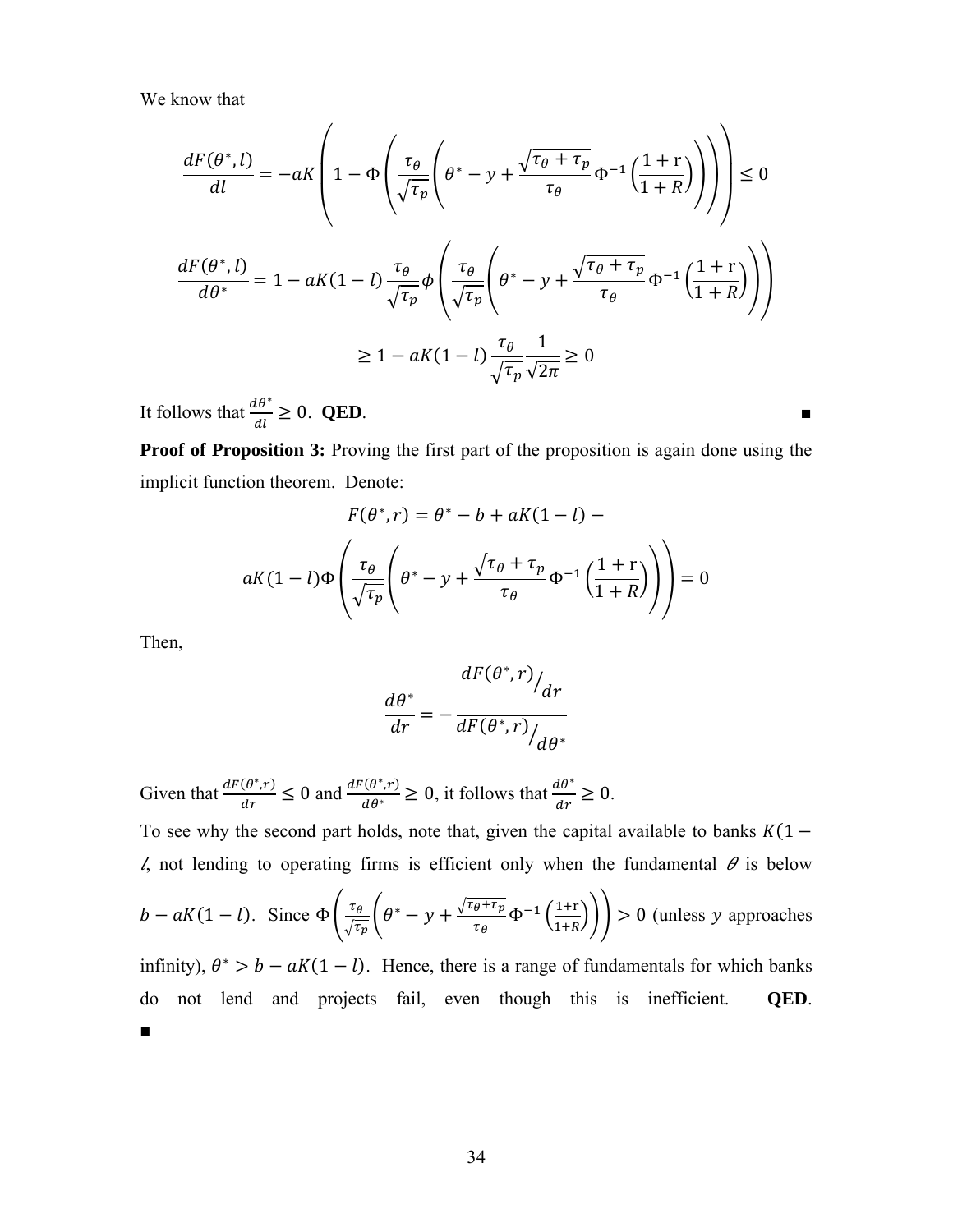We know that

$$\frac{dF(\theta^*, l)}{dl} = -aK\left(1 - \Phi\left(\frac{\tau_\theta}{\sqrt{\tau_p}}\left(\theta^* - y + \frac{\sqrt{\tau_\theta + \tau_p}}{\tau_\theta}\Phi^{-1}\left(\frac{1+\mathrm{r}}{1+R}\right)\right)\right)\right) \leq 0$$

$$\frac{dF(\theta^*, l)}{d\theta^*} = 1 - aK(1-l)\frac{\tau_\theta}{\sqrt{\tau_p}}\phi\left(\frac{\tau_\theta}{\sqrt{\tau_p}}\left(\theta^* - y + \frac{\sqrt{\tau_\theta + \tau_p}}{\tau_\theta}\Phi^{-1}\left(\frac{1+\mathrm{r}}{1+R}\right)\right)\right)$$

$$\geq 1 - aK(1-l)\frac{\tau_\theta}{\sqrt{\tau_p}}\frac{1}{\sqrt{2\pi}} \geq 0$$

It follows that $\frac{d\theta^*}{dl} \geq 0$. **QED**. ∎

**Proof of Proposition 3:** Proving the first part of the proposition is again done using the implicit function theorem. Denote:

$$F(\theta^*, r) = \theta^* - b + aK(1-l) -$$

$$aK(1-l)\Phi\left(\frac{\tau_\theta}{\sqrt{\tau_p}}\left(\theta^* - y + \frac{\sqrt{\tau_\theta + \tau_p}}{\tau_\theta}\Phi^{-1}\left(\frac{1+\mathrm{r}}{1+R}\right)\right)\right) = 0$$

Then,

$$\frac{d\theta^*}{dr} = -\frac{dF(\theta^*, r)/_{dr}}{dF(\theta^*, r)/_{d\theta^*}}$$

Given that $\frac{dF(\theta^*,r)}{dr} \leq 0$ and $\frac{dF(\theta^*,r)}{d\theta^*} \geq 0$, it follows that $\frac{d\theta^*}{dr} \geq 0$.

To see why the second part holds, note that, given the capital available to banks $K(1-l$, not lending to operating firms is efficient only when the fundamental $\theta$ is below $b - aK(1-l)$. Since $\Phi\left(\frac{\tau_\theta}{\sqrt{\tau_p}}\left(\theta^* - y + \frac{\sqrt{\tau_\theta+\tau_p}}{\tau_\theta}\Phi^{-1}\left(\frac{1+\mathrm{r}}{1+R}\right)\right)\right) > 0$ (unless $y$ approaches infinity), $\theta^* > b - aK(1-l)$. Hence, there is a range of fundamentals for which banks do not lend and projects fail, even though this is inefficient. **QED**. ∎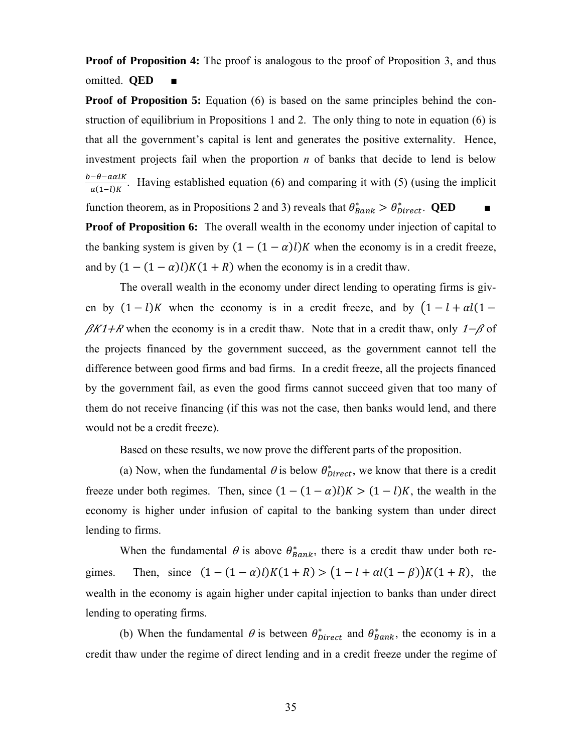**Proof of Proposition 4:** The proof is analogous to the proof of Proposition 3, and thus omitted. **QED** ■

**Proof of Proposition 5:** Equation (6) is based on the same principles behind the construction of equilibrium in Propositions 1 and 2. The only thing to note in equation (6) is that all the government's capital is lent and generates the positive externality. Hence, investment projects fail when the proportion *n* of banks that decide to lend is below $\frac{b-\theta-a\alpha lK}{a(1-l)K}$. Having established equation (6) and comparing it with (5) (using the implicit function theorem, as in Propositions 2 and 3) reveals that $\theta^*_{Bank} > \theta^*_{Direct}$. **QED** ■

**Proof of Proposition 6:** The overall wealth in the economy under injection of capital to the banking system is given by $(1-(1-\alpha)l)K$ when the economy is in a credit freeze, and by $(1-(1-\alpha)l)K(1+R)$ when the economy is in a credit thaw.

The overall wealth in the economy under direct lending to operating firms is given by $(1-l)K$ when the economy is in a credit freeze, and by $(1-l+\alpha l(1-\beta))K(1+R)$ when the economy is in a credit thaw. Note that in a credit thaw, only $1-\beta$ of the projects financed by the government succeed, as the government cannot tell the difference between good firms and bad firms. In a credit freeze, all the projects financed by the government fail, as even the good firms cannot succeed given that too many of them do not receive financing (if this was not the case, then banks would lend, and there would not be a credit freeze).

Based on these results, we now prove the different parts of the proposition.

(a) Now, when the fundamental $\theta$ is below $\theta^*_{Direct}$, we know that there is a credit freeze under both regimes. Then, since $(1-(1-\alpha)l)K > (1-l)K$, the wealth in the economy is higher under infusion of capital to the banking system than under direct lending to firms.

When the fundamental $\theta$ is above $\theta^*_{Bank}$, there is a credit thaw under both regimes. Then, since $(1-(1-\alpha)l)K(1+R) > \big(1-l+\alpha l(1-\beta)\big)K(1+R)$, the wealth in the economy is again higher under capital injection to banks than under direct lending to operating firms.

(b) When the fundamental $\theta$ is between $\theta^*_{Direct}$ and $\theta^*_{Bank}$, the economy is in a credit thaw under the regime of direct lending and in a credit freeze under the regime of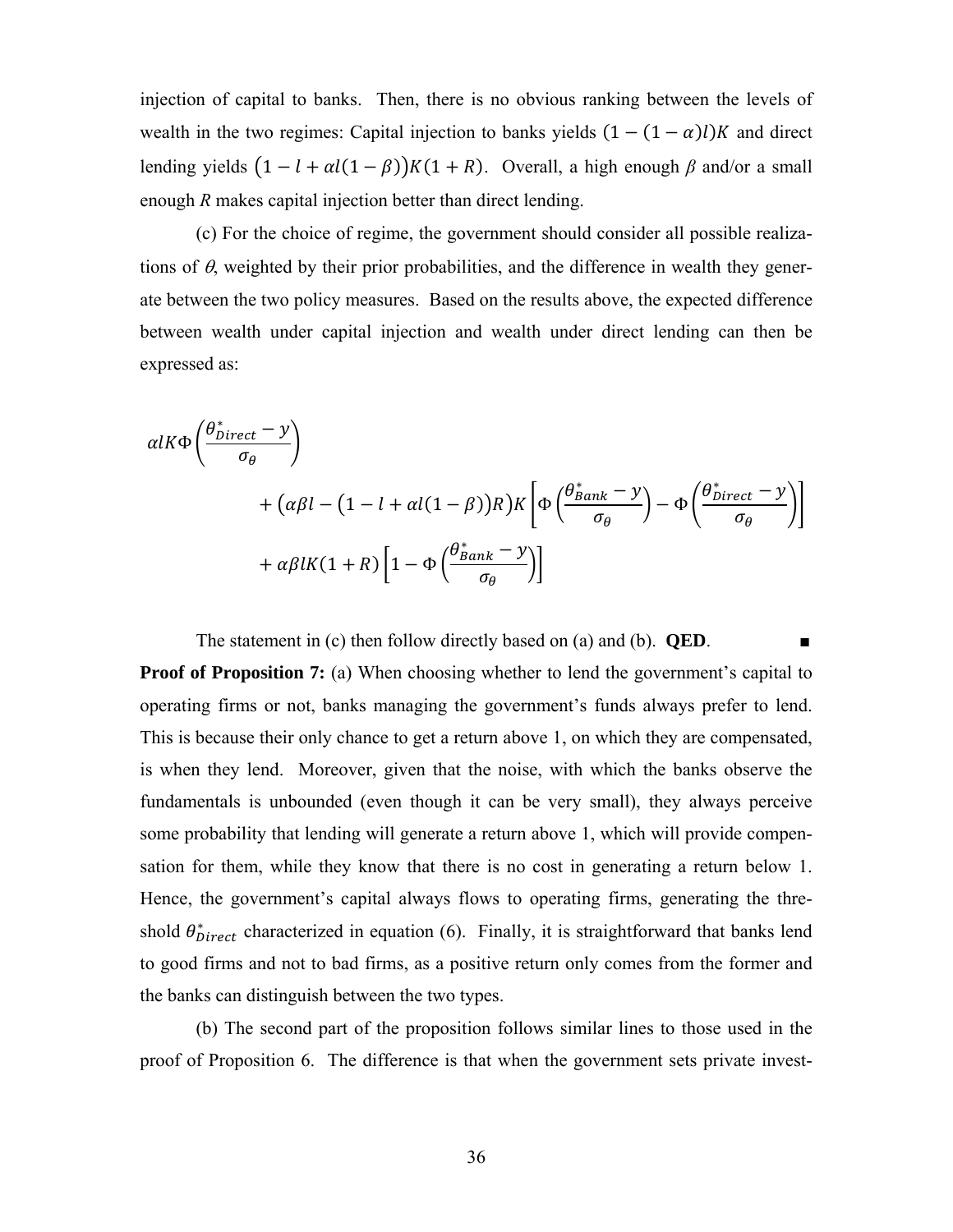injection of capital to banks. Then, there is no obvious ranking between the levels of wealth in the two regimes: Capital injection to banks yields $(1-(1-\alpha)l)K$ and direct lending yields $\left(1-l+\alpha l(1-\beta)\right)K(1+R)$. Overall, a high enough $\beta$ and/or a small enough $R$ makes capital injection better than direct lending.

(c) For the choice of regime, the government should consider all possible realizations of $\theta$, weighted by their prior probabilities, and the difference in wealth they generate between the two policy measures. Based on the results above, the expected difference between wealth under capital injection and wealth under direct lending can then be expressed as:

$$
\begin{aligned}
&\alpha l K \Phi\left(\frac{\theta^*_{Direct}-y}{\sigma_\theta}\right) \\
&\qquad + \left(\alpha\beta l - \left(1-l+\alpha l(1-\beta)\right)R\right)K\left[\Phi\left(\frac{\theta^*_{Bank}-y}{\sigma_\theta}\right)-\Phi\left(\frac{\theta^*_{Direct}-y}{\sigma_\theta}\right)\right] \\
&\qquad + \alpha\beta l K(1+R)\left[1-\Phi\left(\frac{\theta^*_{Bank}-y}{\sigma_\theta}\right)\right]
\end{aligned}
$$

The statement in (c) then follow directly based on (a) and (b). **QED**. ■

**Proof of Proposition 7:** (a) When choosing whether to lend the government's capital to operating firms or not, banks managing the government's funds always prefer to lend. This is because their only chance to get a return above 1, on which they are compensated, is when they lend. Moreover, given that the noise, with which the banks observe the fundamentals is unbounded (even though it can be very small), they always perceive some probability that lending will generate a return above 1, which will provide compensation for them, while they know that there is no cost in generating a return below 1. Hence, the government's capital always flows to operating firms, generating the threshold $\theta^*_{Direct}$ characterized in equation (6). Finally, it is straightforward that banks lend to good firms and not to bad firms, as a positive return only comes from the former and the banks can distinguish between the two types.

(b) The second part of the proposition follows similar lines to those used in the proof of Proposition 6. The difference is that when the government sets private invest-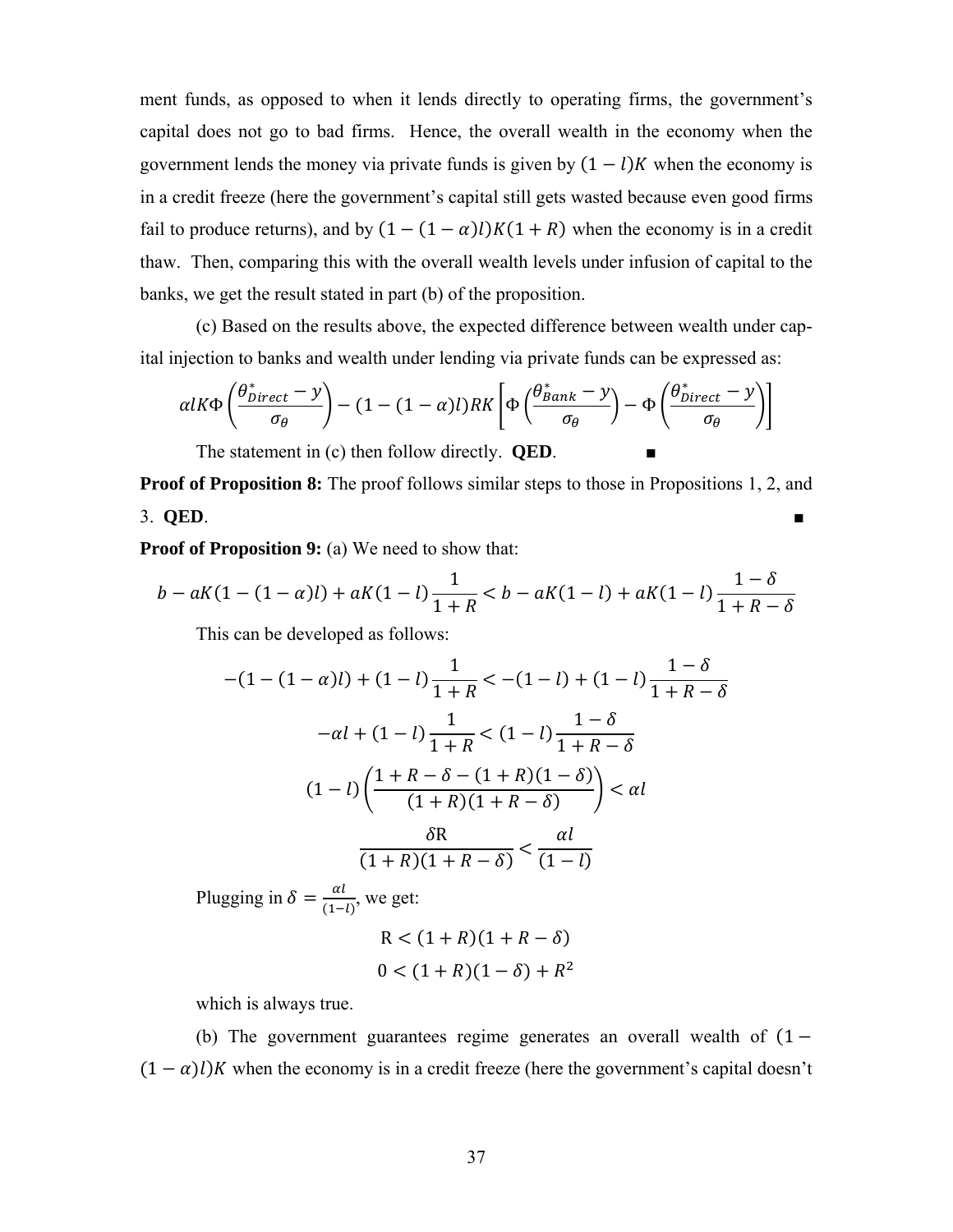ment funds, as opposed to when it lends directly to operating firms, the government's capital does not go to bad firms. Hence, the overall wealth in the economy when the government lends the money via private funds is given by $(1-l)K$ when the economy is in a credit freeze (here the government's capital still gets wasted because even good firms fail to produce returns), and by $(1-(1-\alpha)l)K(1+R)$ when the economy is in a credit thaw. Then, comparing this with the overall wealth levels under infusion of capital to the banks, we get the result stated in part (b) of the proposition.

(c) Based on the results above, the expected difference between wealth under capital injection to banks and wealth under lending via private funds can be expressed as:

$$\alpha l K \Phi\left(\frac{\theta^*_{Direct} - y}{\sigma_\theta}\right) - (1-(1-\alpha)l)RK\left[\Phi\left(\frac{\theta^*_{Bank} - y}{\sigma_\theta}\right) - \Phi\left(\frac{\theta^*_{Direct} - y}{\sigma_\theta}\right)\right]$$

The statement in (c) then follow directly. **QED**. ■

**Proof of Proposition 8:** The proof follows similar steps to those in Propositions 1, 2, and 3. **QED**. ■

**Proof of Proposition 9:** (a) We need to show that:

$$b - aK(1-(1-\alpha)l) + aK(1-l)\frac{1}{1+R} < b - aK(1-l) + aK(1-l)\frac{1-\delta}{1+R-\delta}$$

This can be developed as follows:

$$-(1-(1-\alpha)l) + (1-l)\frac{1}{1+R} < -(1-l) + (1-l)\frac{1-\delta}{1+R-\delta}$$

$$-\alpha l + (1-l)\frac{1}{1+R} < (1-l)\frac{1-\delta}{1+R-\delta}$$

$$(1-l)\left(\frac{1+R-\delta-(1+R)(1-\delta)}{(1+R)(1+R-\delta)}\right) < \alpha l$$

$$\frac{\delta \mathrm{R}}{(1+R)(1+R-\delta)} < \frac{\alpha l}{(1-l)}$$

Plugging in $\delta = \frac{\alpha l}{(1-l)}$, we get:

$$\mathrm{R} < (1+R)(1+R-\delta)$$

$$0 < (1+R)(1-\delta) + R^2$$

which is always true.

(b) The government guarantees regime generates an overall wealth of $(1-(1-\alpha)l)K$ when the economy is in a credit freeze (here the government's capital doesn't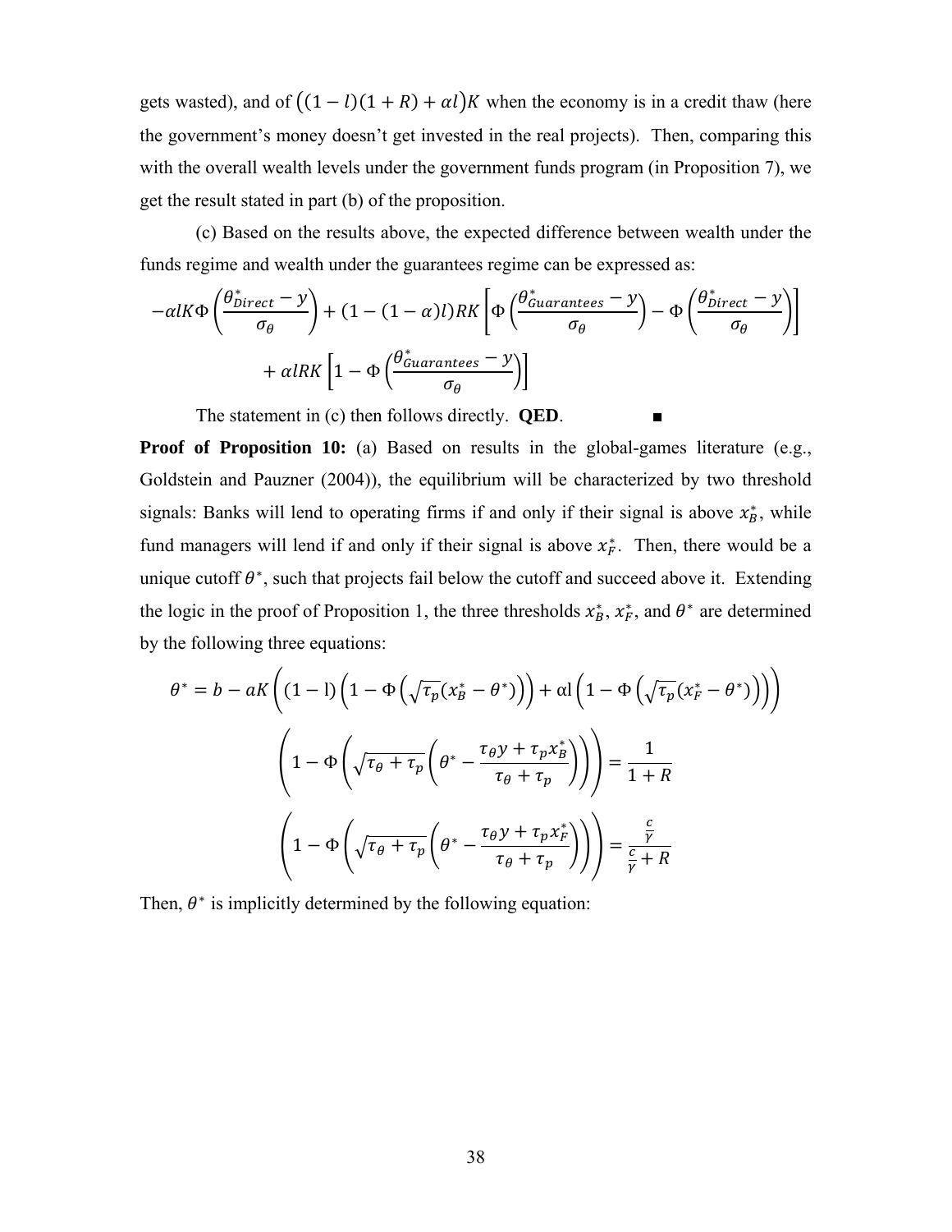gets wasted), and of $((1-l)(1+R)+\alpha l)K$ when the economy is in a credit thaw (here the government's money doesn't get invested in the real projects). Then, comparing this with the overall wealth levels under the government funds program (in Proposition 7), we get the result stated in part (b) of the proposition.

(c) Based on the results above, the expected difference between wealth under the funds regime and wealth under the guarantees regime can be expressed as:

$$-\alpha lK\Phi\left(\frac{\theta^*_{Direct}-y}{\sigma_\theta}\right)+(1-(1-\alpha)l)RK\left[\Phi\left(\frac{\theta^*_{Guarantees}-y}{\sigma_\theta}\right)-\Phi\left(\frac{\theta^*_{Direct}-y}{\sigma_\theta}\right)\right]$$
$$+\alpha lRK\left[1-\Phi\left(\frac{\theta^*_{Guarantees}-y}{\sigma_\theta}\right)\right]$$

The statement in (c) then follows directly. **QED**. ■

**Proof of Proposition 10:** (a) Based on results in the global-games literature (e.g., Goldstein and Pauzner (2004)), the equilibrium will be characterized by two threshold signals: Banks will lend to operating firms if and only if their signal is above $x_B^*$, while fund managers will lend if and only if their signal is above $x_F^*$. Then, there would be a unique cutoff $\theta^*$, such that projects fail below the cutoff and succeed above it. Extending the logic in the proof of Proposition 1, the three thresholds $x_B^*$, $x_F^*$, and $\theta^*$ are determined by the following three equations:

$$\theta^*=b-aK\left((1-\mathrm{l})\left(1-\Phi\left(\sqrt{\tau_p}(x_B^*-\theta^*)\right)\right)+\alpha\mathrm{l}\left(1-\Phi\left(\sqrt{\tau_p}(x_F^*-\theta^*)\right)\right)\right)$$

$$\left(1-\Phi\left(\sqrt{\tau_\theta+\tau_p}\left(\theta^*-\frac{\tau_\theta y+\tau_p x_B^*}{\tau_\theta+\tau_p}\right)\right)\right)=\frac{1}{1+R}$$

$$\left(1-\Phi\left(\sqrt{\tau_\theta+\tau_p}\left(\theta^*-\frac{\tau_\theta y+\tau_p x_F^*}{\tau_\theta+\tau_p}\right)\right)\right)=\frac{\frac{c}{\gamma}}{\frac{c}{\gamma}+R}$$

Then, $\theta^*$ is implicitly determined by the following equation: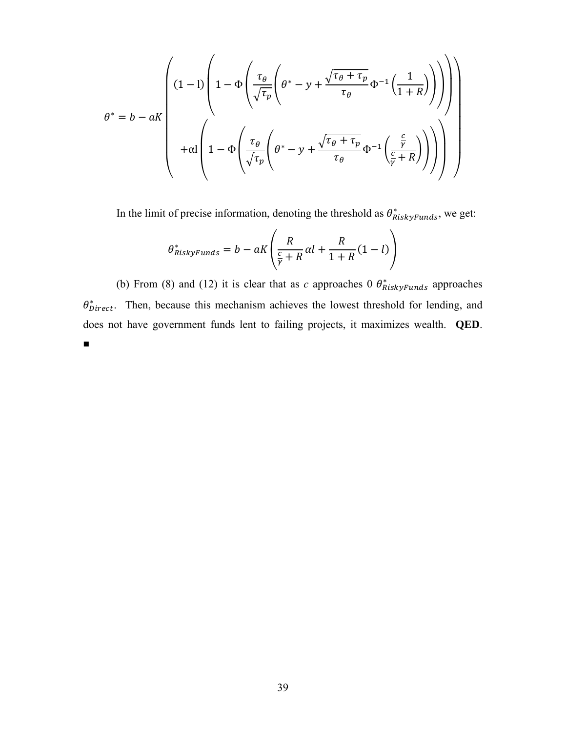$$
\theta^* = b - aK \left( \begin{array}{l} (1-\mathrm{l}) \left( 1 - \Phi\left( \frac{\tau_\theta}{\sqrt{\tau_p}} \left( \theta^* - y + \frac{\sqrt{\tau_\theta + \tau_p}}{\tau_\theta} \Phi^{-1}\left( \frac{1}{1+R} \right) \right) \right) \right) \\ +\alpha\mathrm{l} \left( 1 - \Phi\left( \frac{\tau_\theta}{\sqrt{\tau_p}} \left( \theta^* - y + \frac{\sqrt{\tau_\theta + \tau_p}}{\tau_\theta} \Phi^{-1}\left( \frac{\frac{c}{\gamma}}{\frac{c}{\gamma} + R} \right) \right) \right) \right) \end{array} \right)
$$

In the limit of precise information, denoting the threshold as $\theta^*_{RiskyFunds}$, we get:

$$
\theta^*_{RiskyFunds} = b - aK \left( \frac{R}{\frac{c}{\gamma} + R} \alpha l + \frac{R}{1+R} (1-l) \right)
$$

(b) From (8) and (12) it is clear that as $c$ approaches 0 $\theta^*_{RiskyFunds}$ approaches $\theta^*_{Direct}$. Then, because this mechanism achieves the lowest threshold for lending, and does not have government funds lent to failing projects, it maximizes wealth. **QED**. ■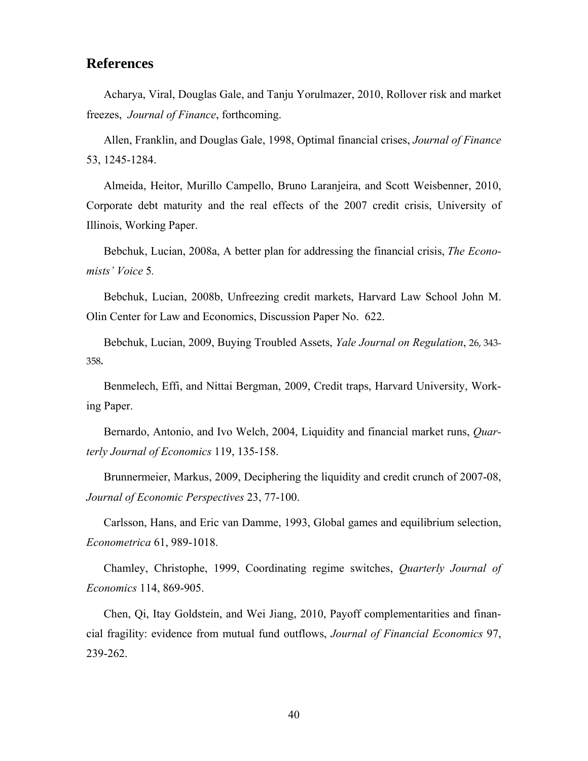## References

Acharya, Viral, Douglas Gale, and Tanju Yorulmazer, 2010, Rollover risk and market freezes, *Journal of Finance*, forthcoming.

Allen, Franklin, and Douglas Gale, 1998, Optimal financial crises, *Journal of Finance* 53, 1245-1284.

Almeida, Heitor, Murillo Campello, Bruno Laranjeira, and Scott Weisbenner, 2010, Corporate debt maturity and the real effects of the 2007 credit crisis, University of Illinois, Working Paper.

Bebchuk, Lucian, 2008a, A better plan for addressing the financial crisis, *The Economists' Voice* 5.

Bebchuk, Lucian, 2008b, Unfreezing credit markets, Harvard Law School John M. Olin Center for Law and Economics, Discussion Paper No. 622.

Bebchuk, Lucian, 2009, Buying Troubled Assets, *Yale Journal on Regulation*, 26, 343-358.

Benmelech, Effi, and Nittai Bergman, 2009, Credit traps, Harvard University, Working Paper.

Bernardo, Antonio, and Ivo Welch, 2004, Liquidity and financial market runs, *Quarterly Journal of Economics* 119, 135-158.

Brunnermeier, Markus, 2009, Deciphering the liquidity and credit crunch of 2007-08, *Journal of Economic Perspectives* 23, 77-100.

Carlsson, Hans, and Eric van Damme, 1993, Global games and equilibrium selection, *Econometrica* 61, 989-1018.

Chamley, Christophe, 1999, Coordinating regime switches, *Quarterly Journal of Economics* 114, 869-905.

Chen, Qi, Itay Goldstein, and Wei Jiang, 2010, Payoff complementarities and financial fragility: evidence from mutual fund outflows, *Journal of Financial Economics* 97, 239-262.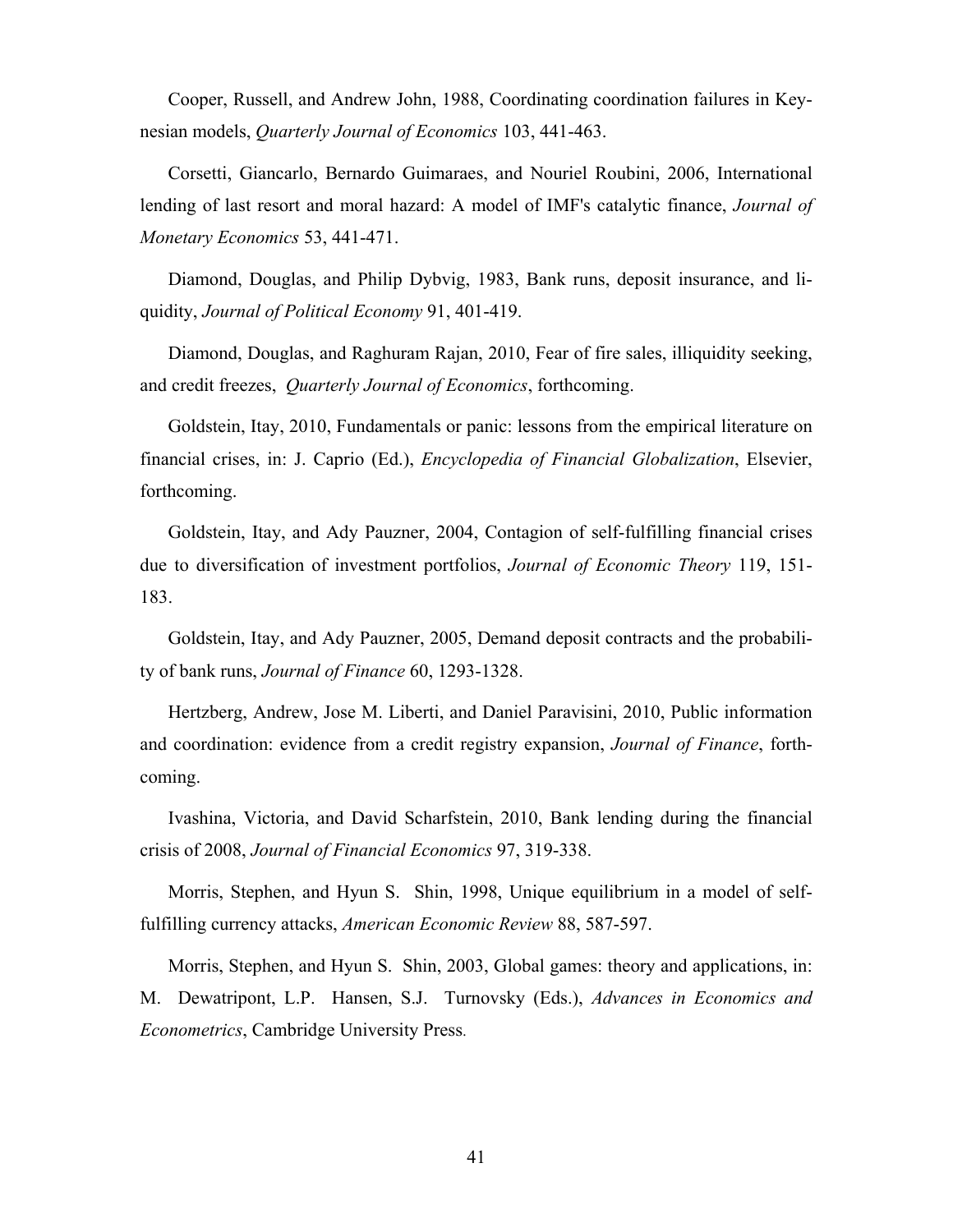Cooper, Russell, and Andrew John, 1988, Coordinating coordination failures in Keynesian models, *Quarterly Journal of Economics* 103, 441-463.

Corsetti, Giancarlo, Bernardo Guimaraes, and Nouriel Roubini, 2006, International lending of last resort and moral hazard: A model of IMF's catalytic finance, *Journal of Monetary Economics* 53, 441-471.

Diamond, Douglas, and Philip Dybvig, 1983, Bank runs, deposit insurance, and liquidity, *Journal of Political Economy* 91, 401-419.

Diamond, Douglas, and Raghuram Rajan, 2010, Fear of fire sales, illiquidity seeking, and credit freezes, *Quarterly Journal of Economics*, forthcoming.

Goldstein, Itay, 2010, Fundamentals or panic: lessons from the empirical literature on financial crises, in: J. Caprio (Ed.), *Encyclopedia of Financial Globalization*, Elsevier, forthcoming.

Goldstein, Itay, and Ady Pauzner, 2004, Contagion of self-fulfilling financial crises due to diversification of investment portfolios, *Journal of Economic Theory* 119, 151-183.

Goldstein, Itay, and Ady Pauzner, 2005, Demand deposit contracts and the probability of bank runs, *Journal of Finance* 60, 1293-1328.

Hertzberg, Andrew, Jose M. Liberti, and Daniel Paravisini, 2010, Public information and coordination: evidence from a credit registry expansion, *Journal of Finance*, forthcoming.

Ivashina, Victoria, and David Scharfstein, 2010, Bank lending during the financial crisis of 2008, *Journal of Financial Economics* 97, 319-338.

Morris, Stephen, and Hyun S. Shin, 1998, Unique equilibrium in a model of self-fulfilling currency attacks, *American Economic Review* 88, 587-597.

Morris, Stephen, and Hyun S. Shin, 2003, Global games: theory and applications, in: M. Dewatripont, L.P. Hansen, S.J. Turnovsky (Eds.), *Advances in Economics and Econometrics*, Cambridge University Press.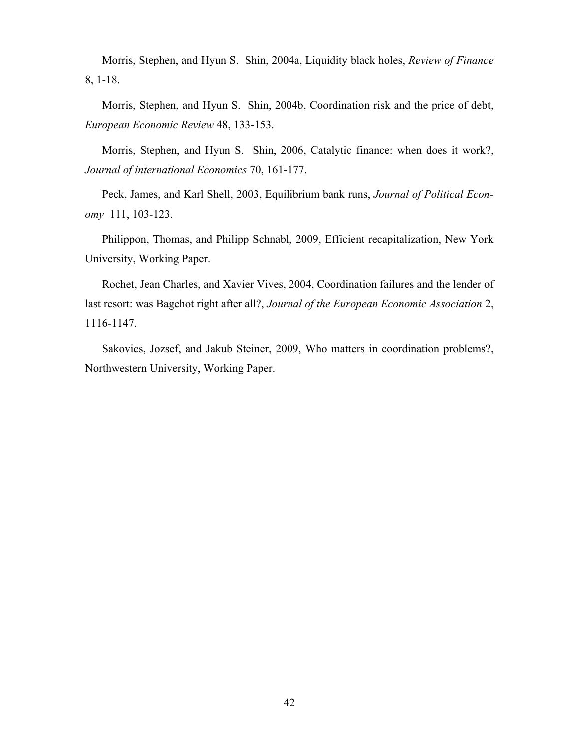Morris, Stephen, and Hyun S. Shin, 2004a, Liquidity black holes, *Review of Finance* 8, 1-18.

Morris, Stephen, and Hyun S. Shin, 2004b, Coordination risk and the price of debt, *European Economic Review* 48, 133-153.

Morris, Stephen, and Hyun S. Shin, 2006, Catalytic finance: when does it work?, *Journal of international Economics* 70, 161-177.

Peck, James, and Karl Shell, 2003, Equilibrium bank runs, *Journal of Political Economy* 111, 103-123.

Philippon, Thomas, and Philipp Schnabl, 2009, Efficient recapitalization, New York University, Working Paper.

Rochet, Jean Charles, and Xavier Vives, 2004, Coordination failures and the lender of last resort: was Bagehot right after all?, *Journal of the European Economic Association* 2, 1116-1147.

Sakovics, Jozsef, and Jakub Steiner, 2009, Who matters in coordination problems?, Northwestern University, Working Paper.